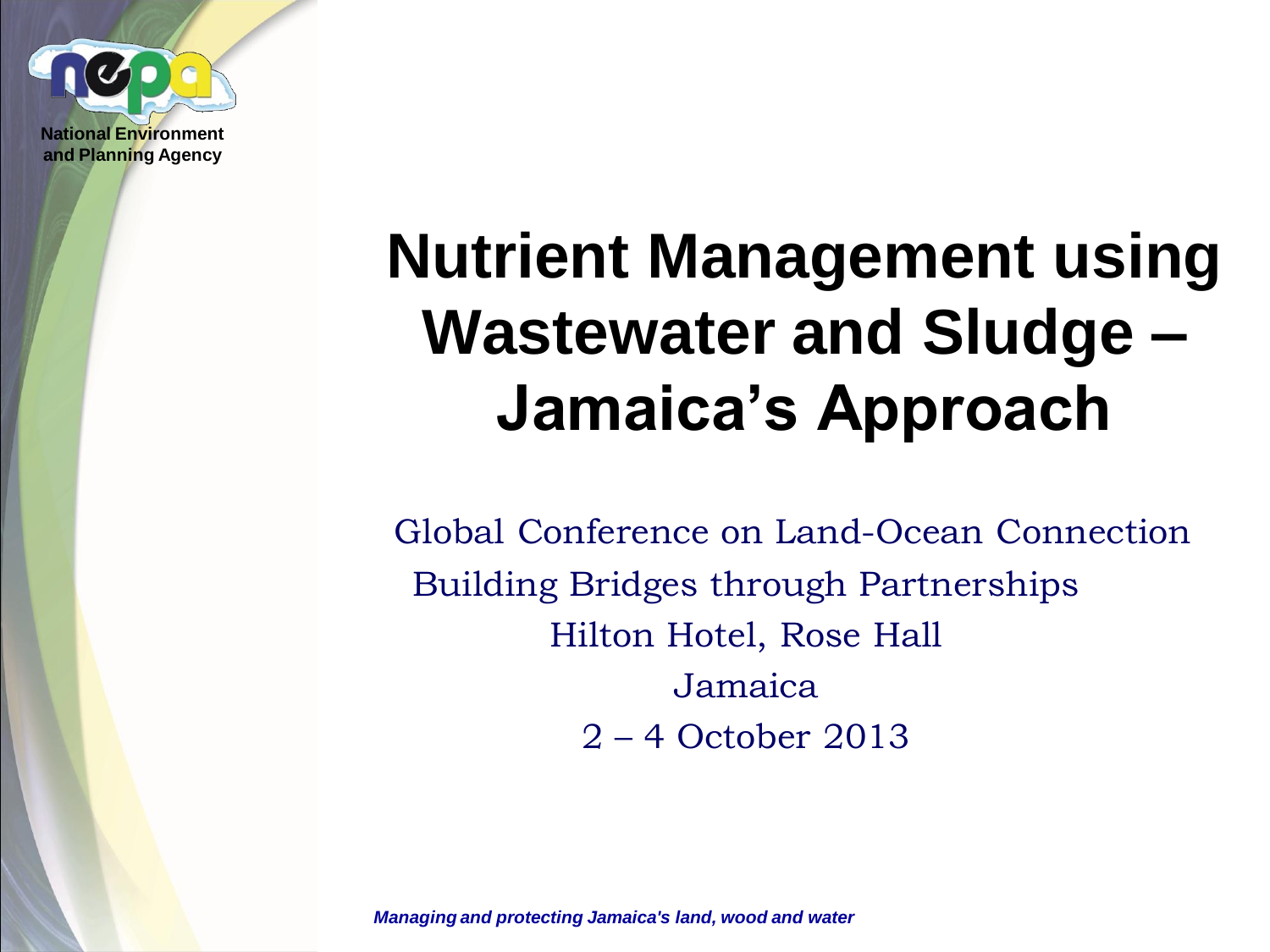National Environment and Planning Agency

# Nutrient Management using Wastewater and Sludge – Jamaica's Approach

Global Conference on Land-Ocean Connection

Building Bridges through Partnerships

Hilton Hotel, Rose Hall

Jamaica

2 – 4 October 2013

*Managing and protecting Jamaica's land, wood and water*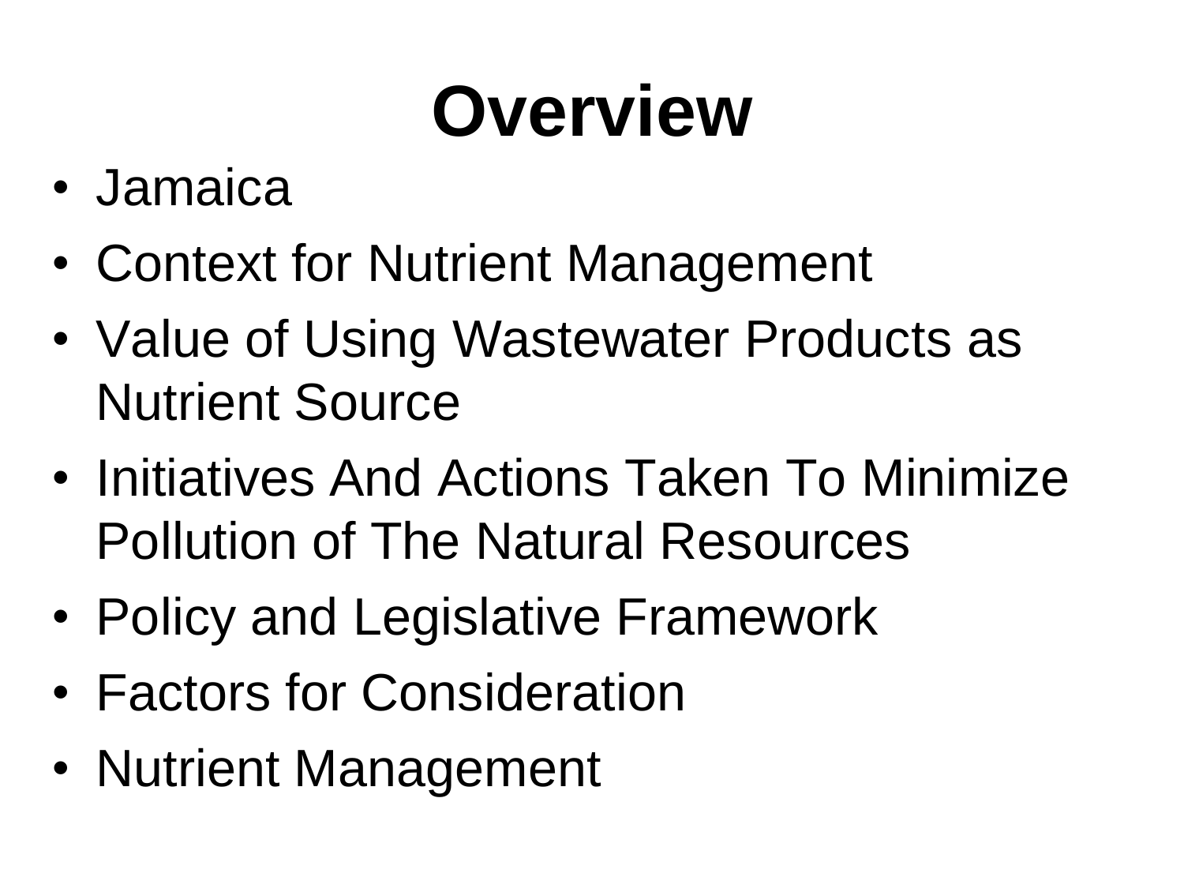# Overview

- Jamaica
- Context for Nutrient Management
- Value of Using Wastewater Products as Nutrient Source
- Initiatives And Actions Taken To Minimize Pollution of The Natural Resources
- Policy and Legislative Framework
- Factors for Consideration
- Nutrient Management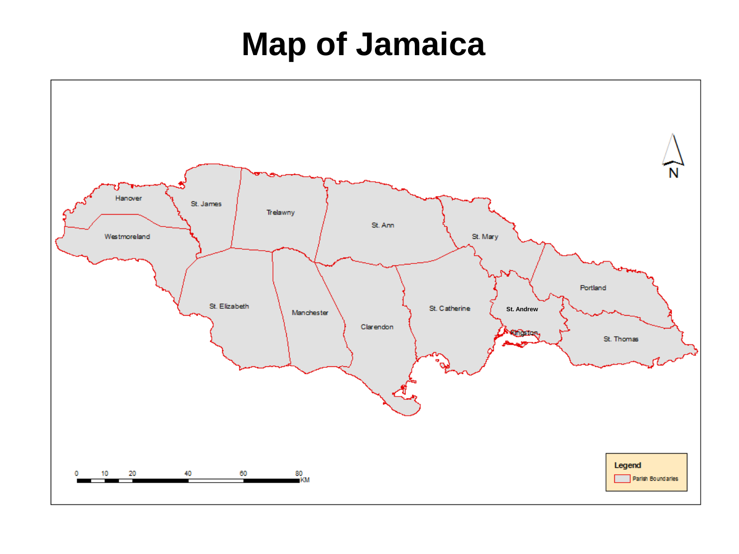# Map of Jamaica

Hanover

St. James

Trelawny

St. Ann

St. Mary

Westmoreland

Portland

St. Elizabeth

Manchester

Clarendon

St. Catherine

St. Andrew

Kingston

St. Thomas

N

0 10 20 40 60 80 KM

Legend

Parish Boundaries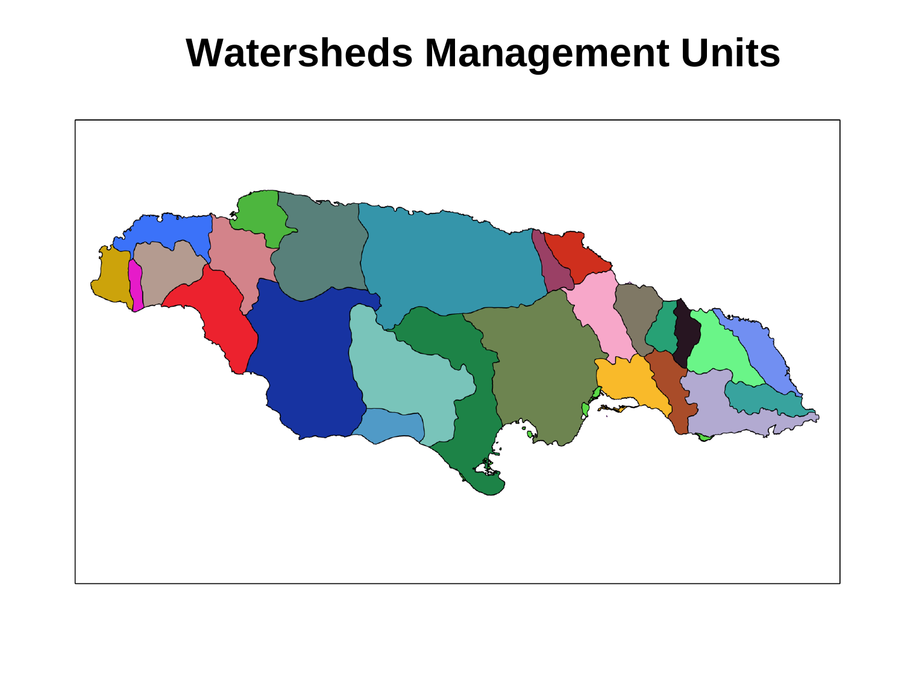# Watersheds Management Units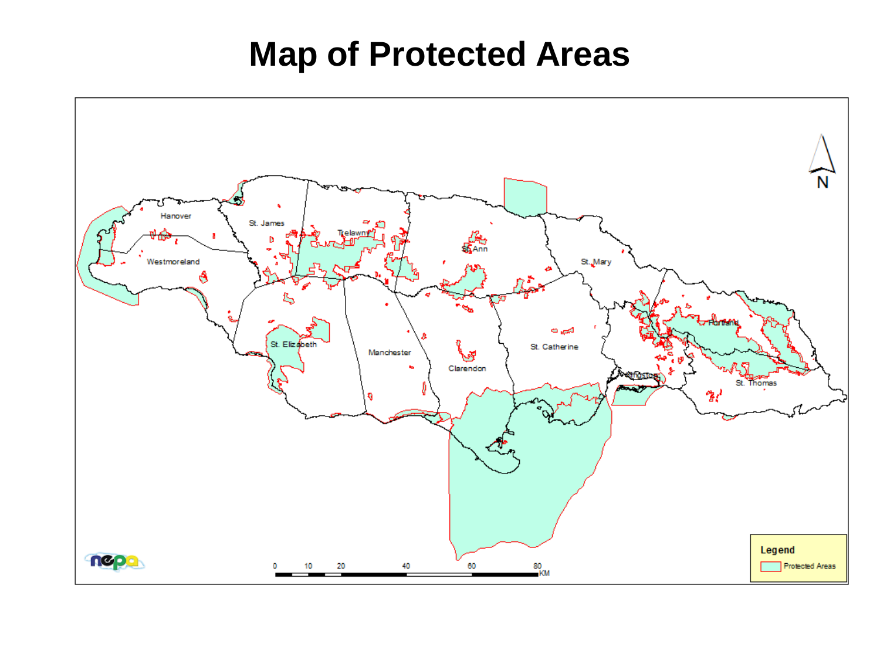# Map of Protected Areas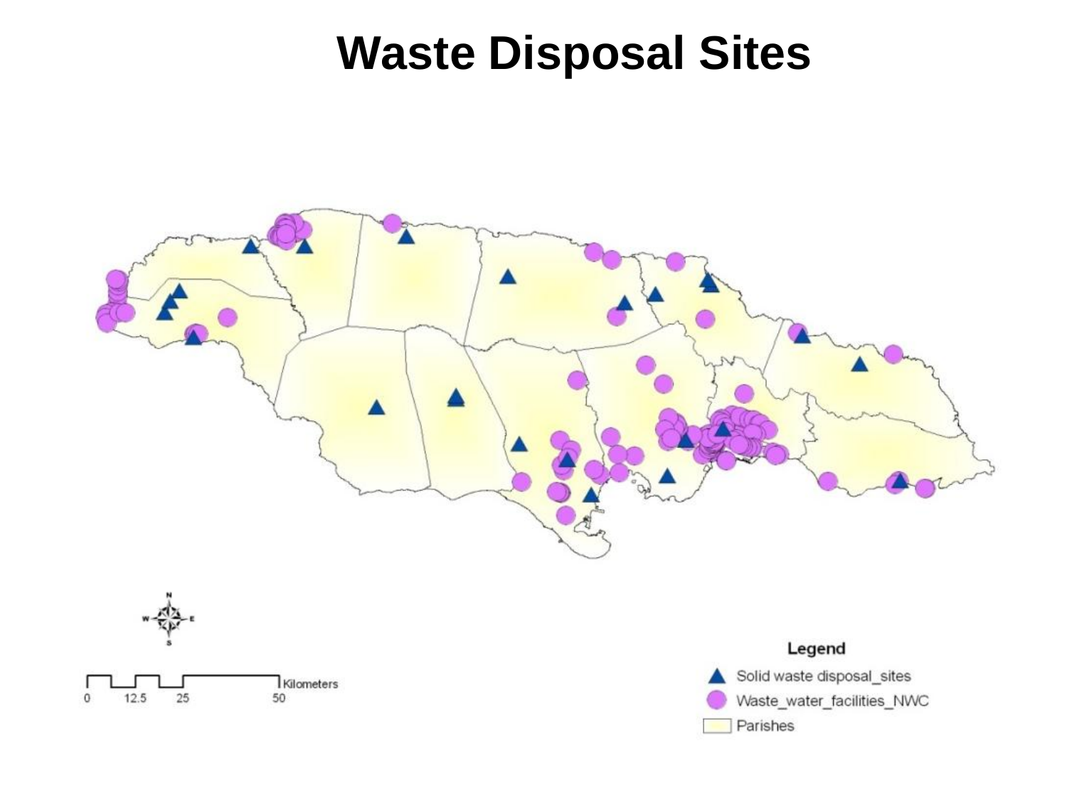# Waste Disposal Sites

Legend

- Solid waste disposal_sites
- Waste_water_facilities_NWC
- Parishes

0 12.5 25 50 Kilometers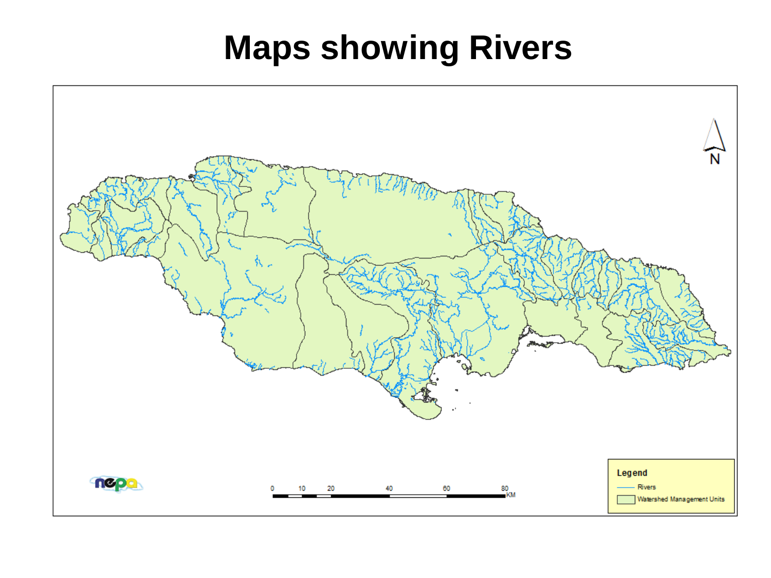# Maps showing Rivers

Legend

Rivers

Watershed Management Units

0 10 20 40 60 80 KM

N

nepa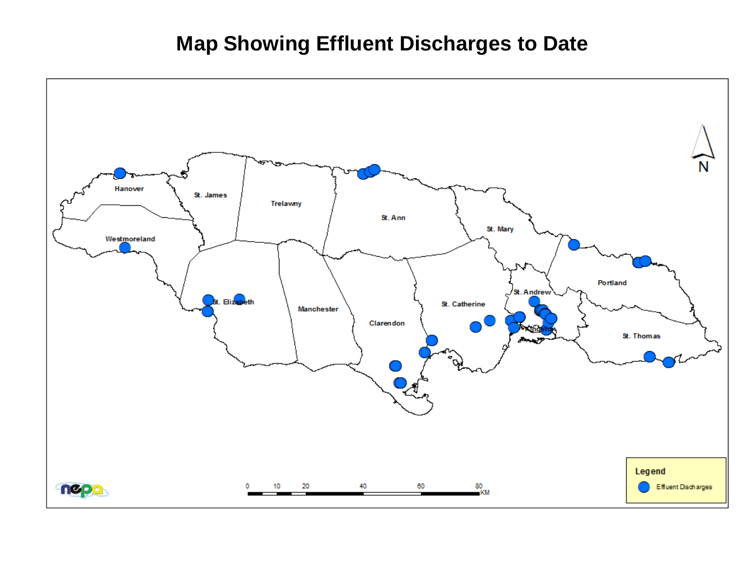# Map Showing Effluent Discharges to Date

Legend

Effluent Discharges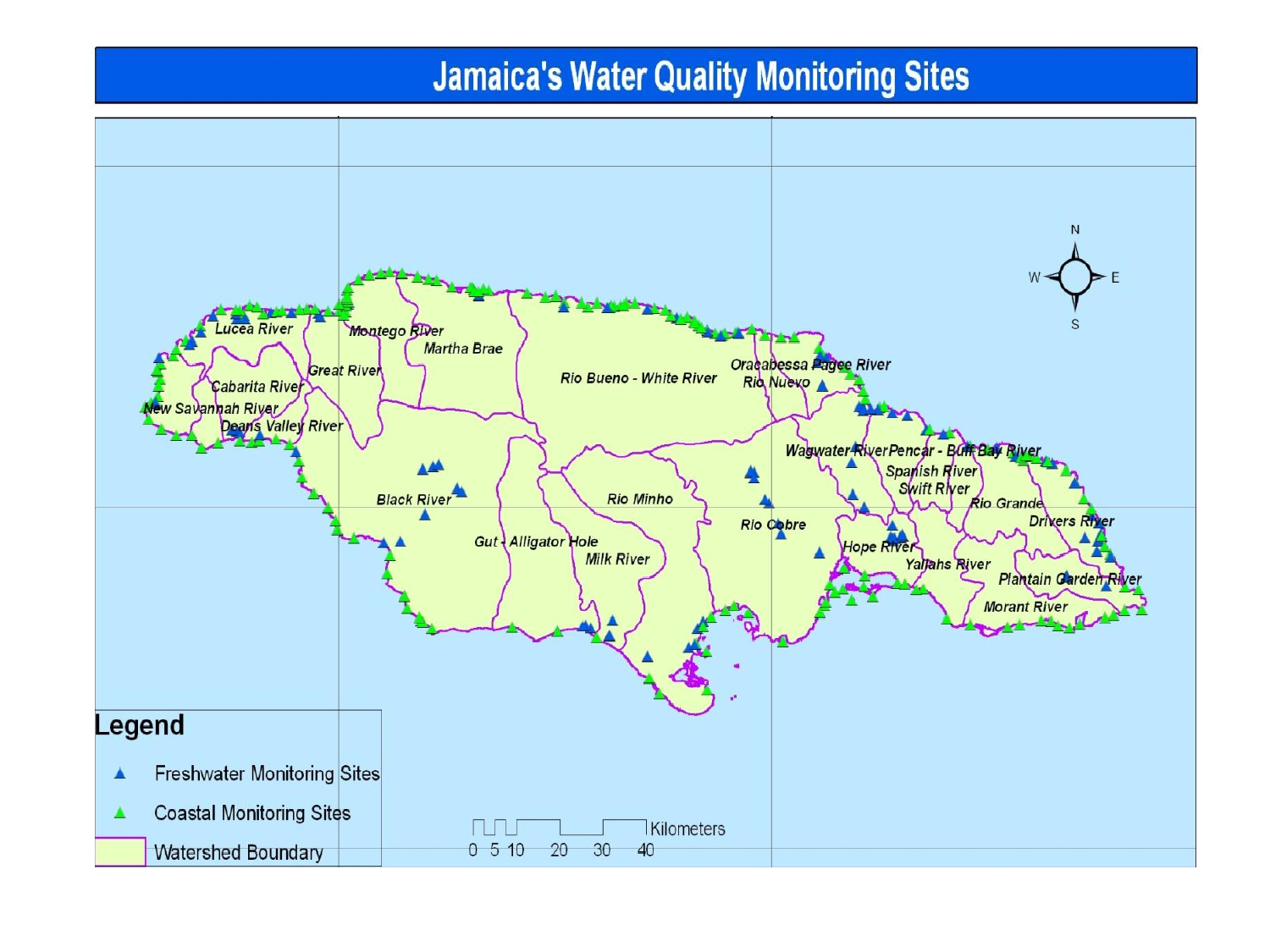# Jamaica's Water Quality Monitoring Sites

Lucea River
Montego River
Martha Brae
Great River
Cabarita River
New Savannah River
Deans Valley River
Rio Bueno - White River
Oracabessa Pagee River
Rio Nuevo
Wagwater River
Pencar - Buff Bay River
Spanish River
Swift River
Rio Grande
Drivers River
Black River
Rio Minho
Rio Cobre
Gut - Alligator Hole
Milk River
Hope River
Yallahs River
Plantain Garden River
Morant River

**Legend**

- Freshwater Monitoring Sites
- Coastal Monitoring Sites
- Watershed Boundary

0 5 10 20 30 40 Kilometers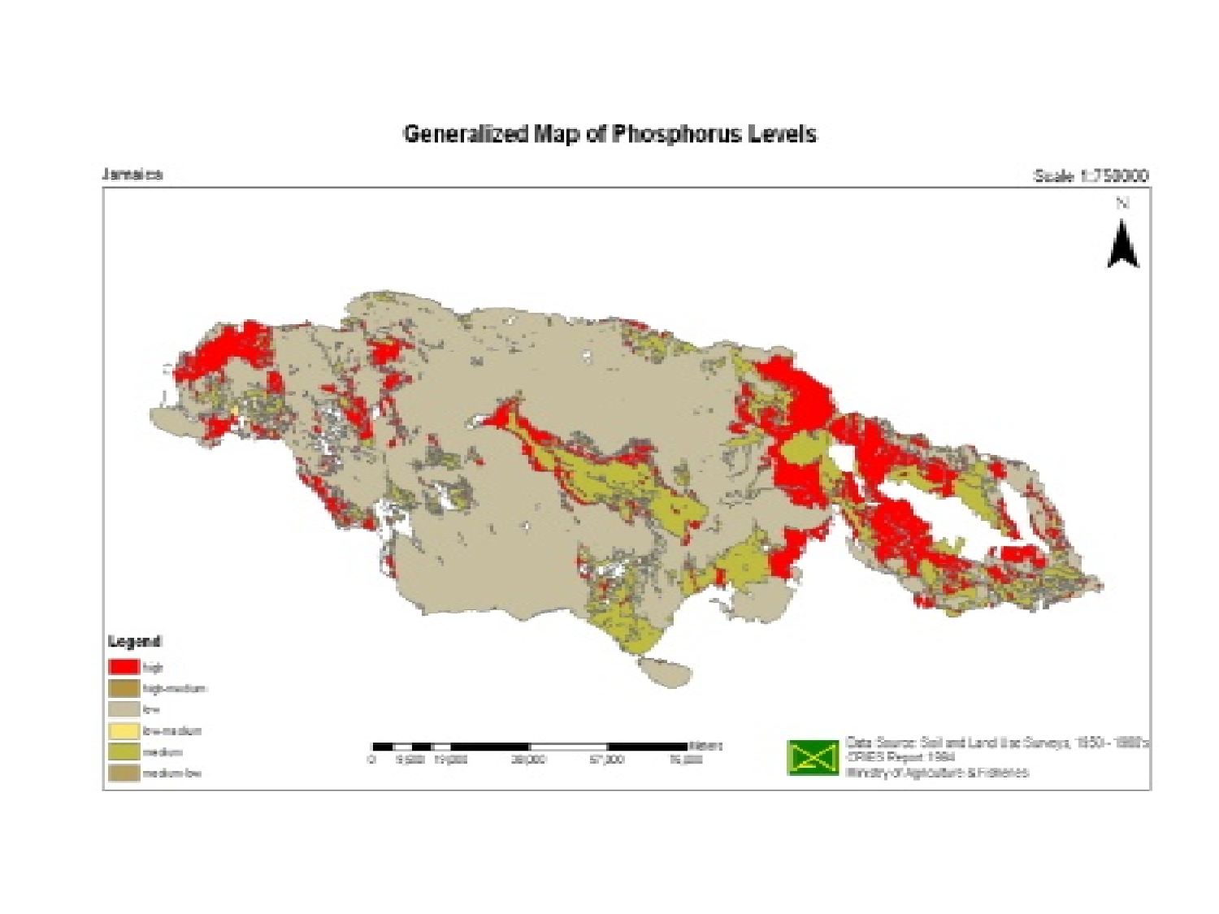# Generalized Map of Phosphorus Levels

Jamaica

Scale 1:750000

**Legend**

- high
- high-medium
- low
- low-medium
- medium
- medium-low

0 9,500 19,000 38,000 57,000 76,000 Meters

Data Source: Soil and Land Use Surveys, 1950 - 1980's
CRIES Report 1984
Ministry of Agriculture & Fisheries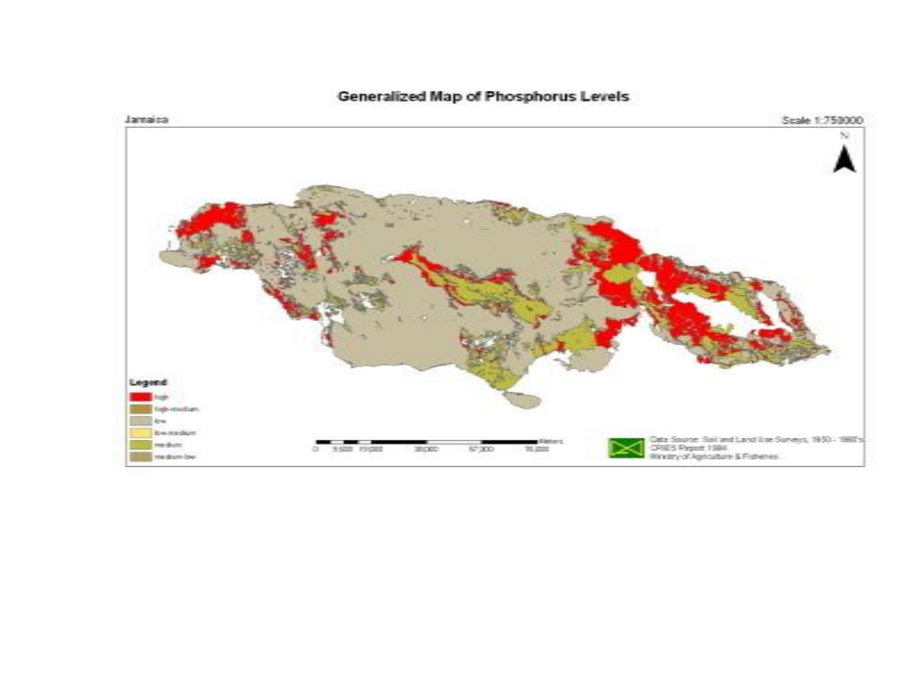## Generalized Map of Phosphorus Levels

Jamaica

Scale 1:750000

N

**Legend**

- high
- high-medium
- low
- low-medium
- medium
- medium-low

0 9,500 19,000 38,000 57,000 76,000 Meters

Data Source: Soil and Land Use Surveys, 1950 - 1960's
CRIES Report 1984
Ministry of Agriculture & Fisheries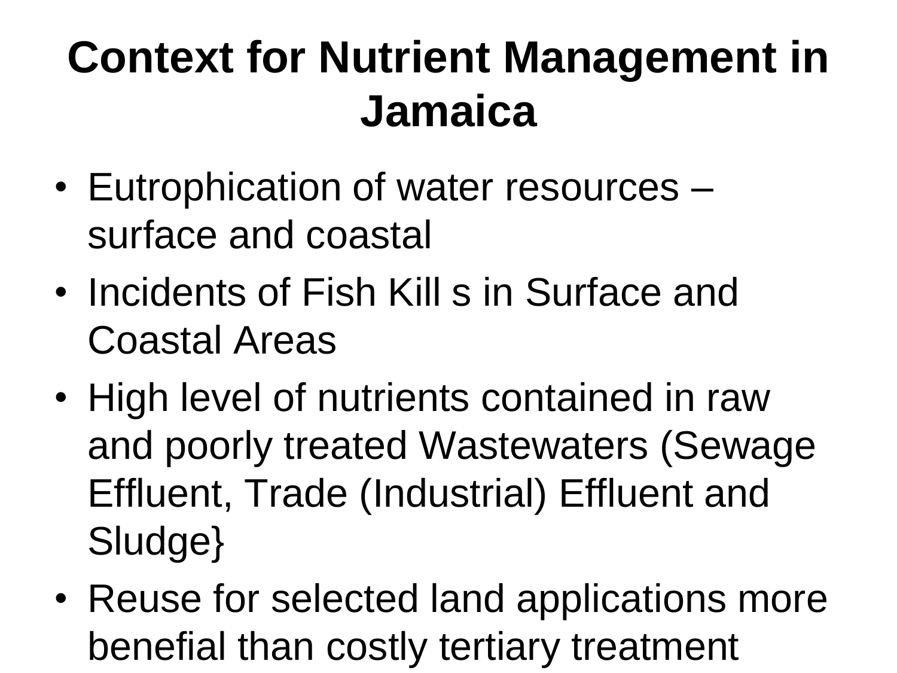# Context for Nutrient Management in Jamaica

- Eutrophication of water resources – surface and coastal
- Incidents of Fish Kill s in Surface and Coastal Areas
- High level of nutrients contained in raw and poorly treated Wastewaters (Sewage Effluent, Trade (Industrial) Effluent and Sludge}
- Reuse for selected land applications more benefial than costly tertiary treatment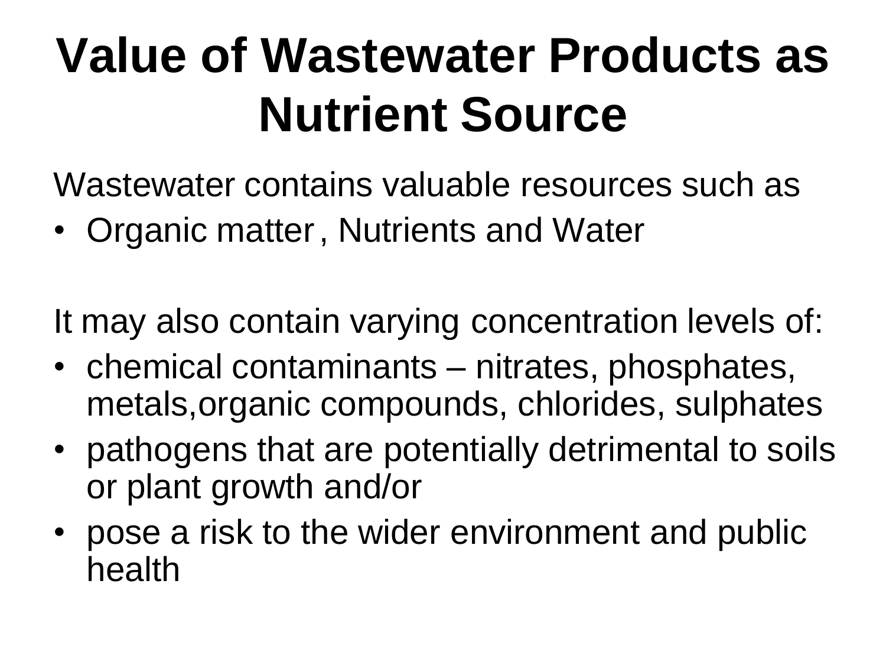# Value of Wastewater Products as Nutrient Source

Wastewater contains valuable resources such as

- Organic matter , Nutrients and Water

It may also contain varying concentration levels of:

- chemical contaminants – nitrates, phosphates, metals,organic compounds, chlorides, sulphates
- pathogens that are potentially detrimental to soils or plant growth and/or
- pose a risk to the wider environment and public health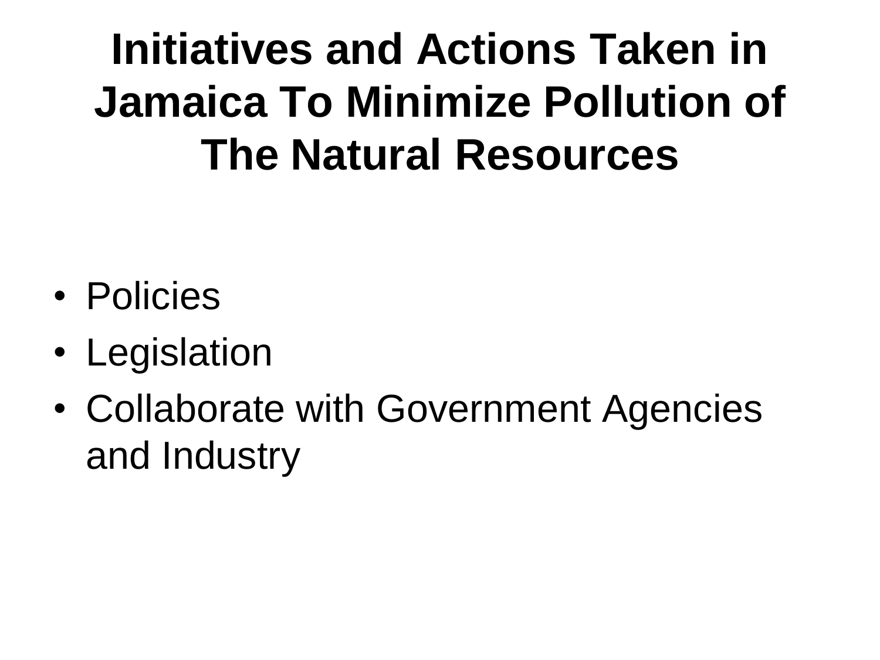# Initiatives and Actions Taken in Jamaica To Minimize Pollution of The Natural Resources

- Policies
- Legislation
- Collaborate with Government Agencies and Industry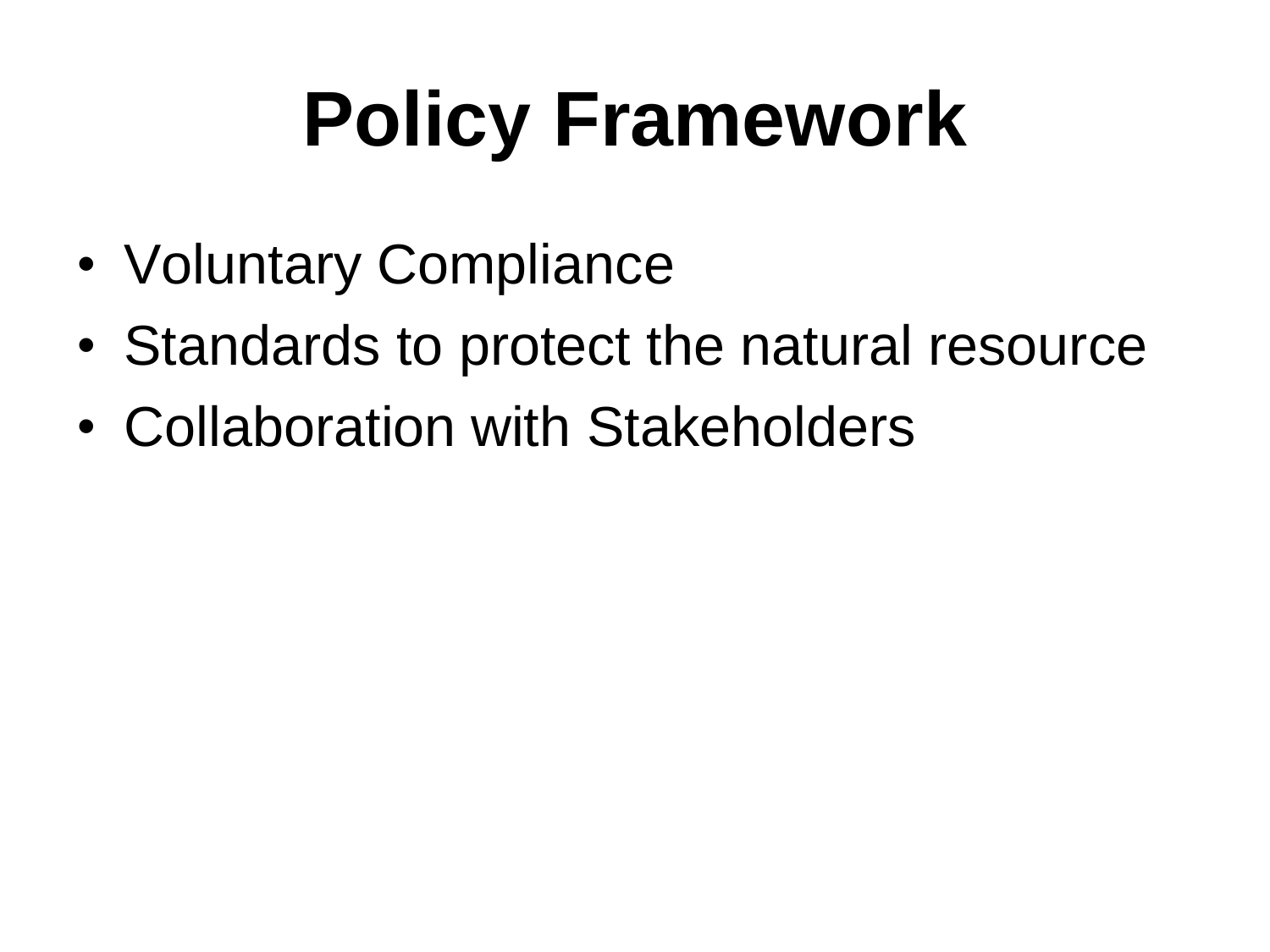# Policy Framework

- Voluntary Compliance
- Standards to protect the natural resource
- Collaboration with Stakeholders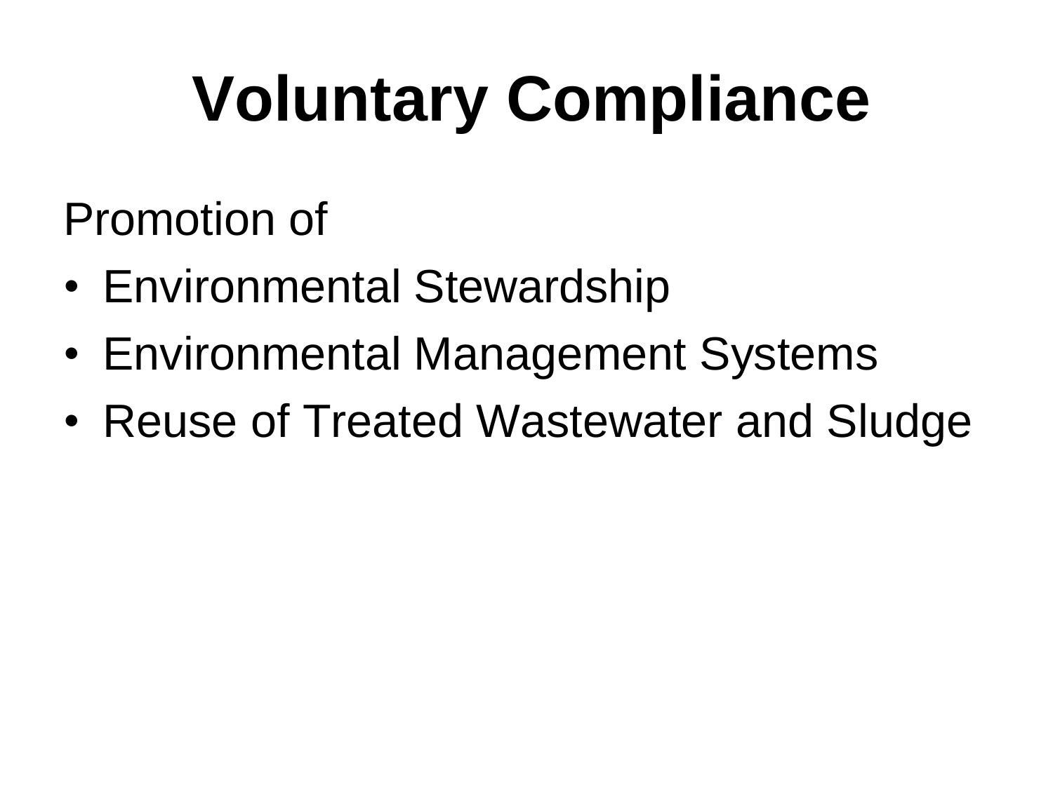# Voluntary Compliance

Promotion of

- Environmental Stewardship
- Environmental Management Systems
- Reuse of Treated Wastewater and Sludge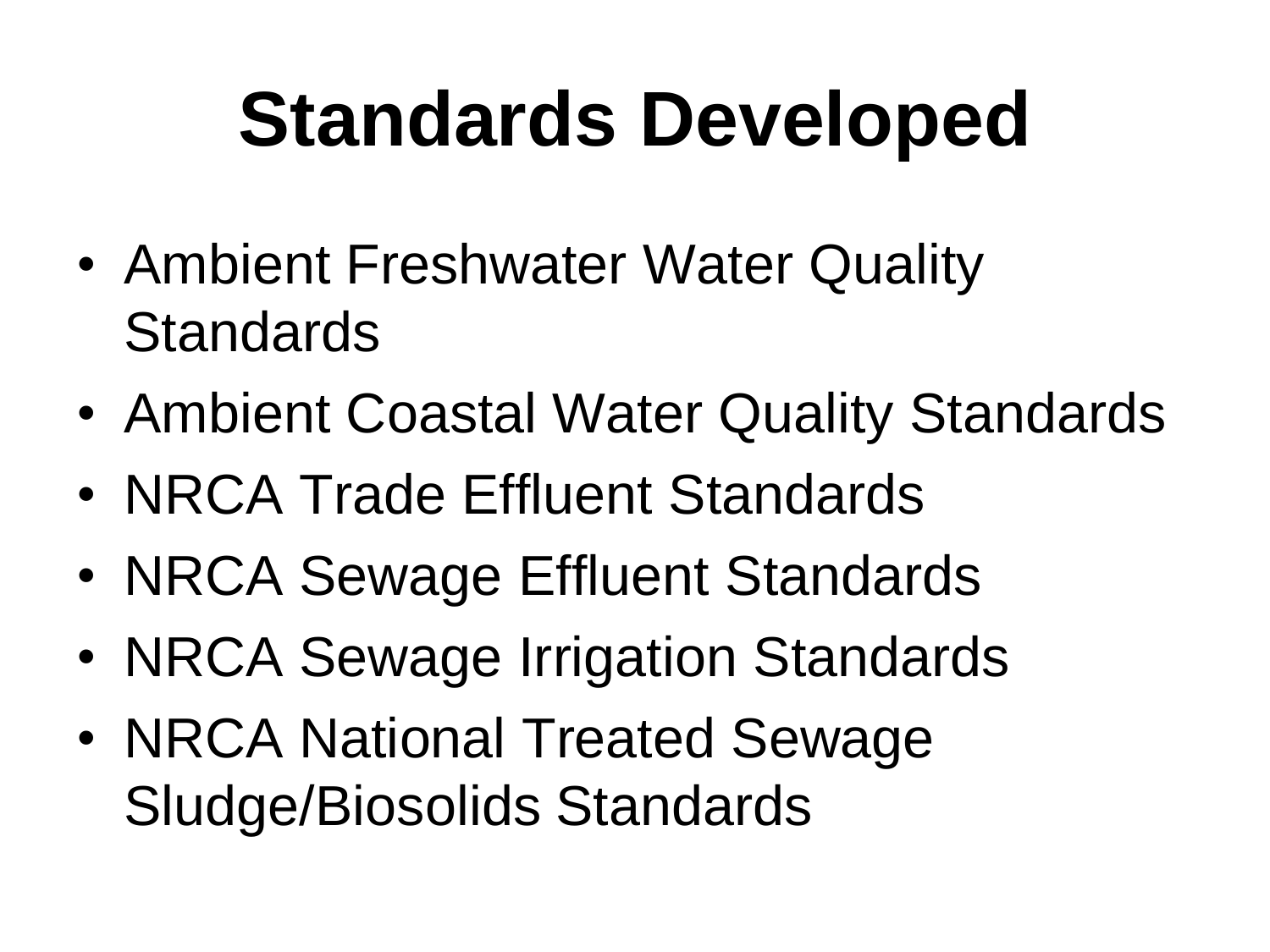# Standards Developed

- Ambient Freshwater Water Quality Standards
- Ambient Coastal Water Quality Standards
- NRCA Trade Effluent Standards
- NRCA Sewage Effluent Standards
- NRCA Sewage Irrigation Standards
- NRCA National Treated Sewage Sludge/Biosolids Standards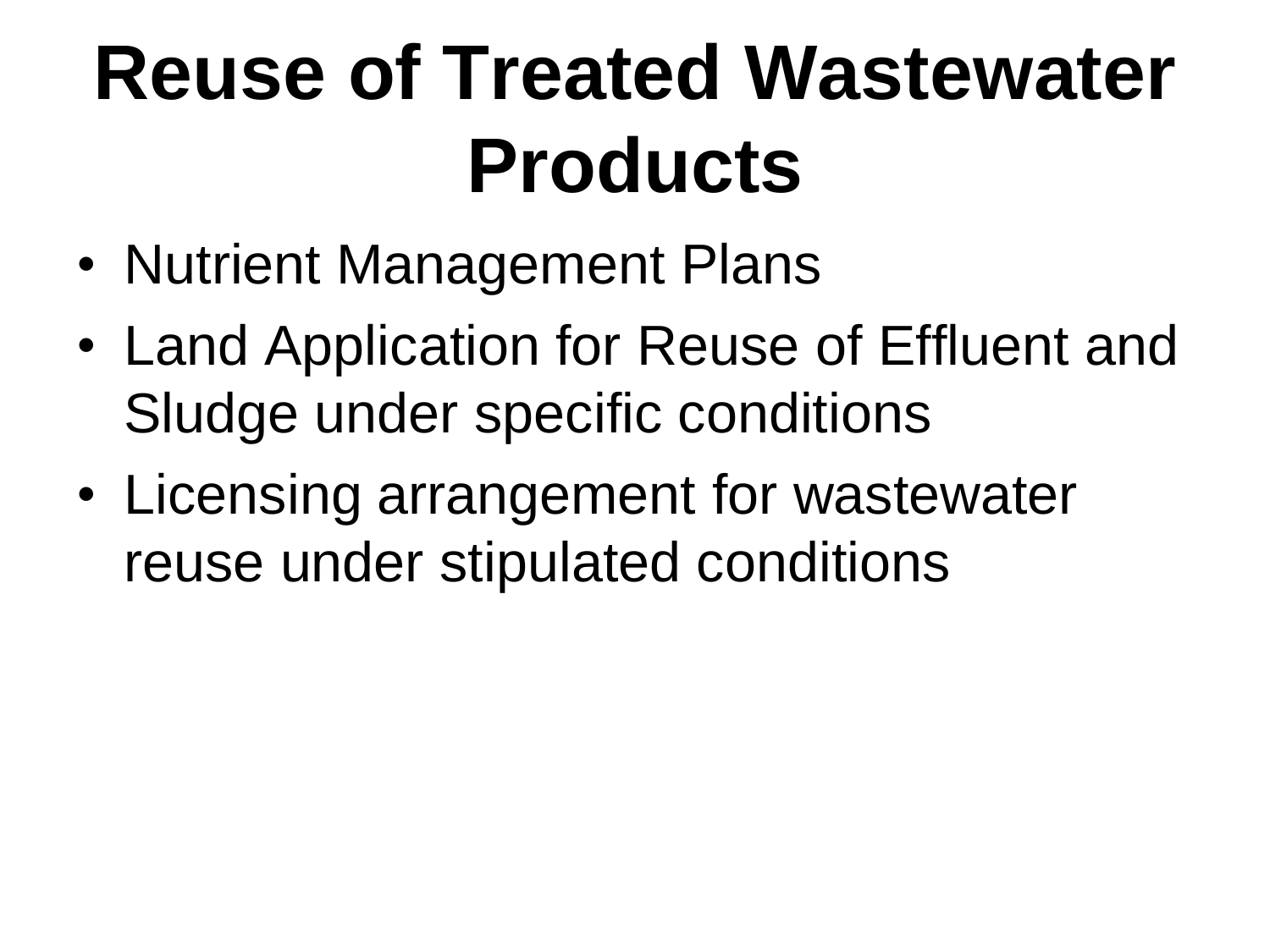# Reuse of Treated Wastewater Products

- Nutrient Management Plans
- Land Application for Reuse of Effluent and Sludge under specific conditions
- Licensing arrangement for wastewater reuse under stipulated conditions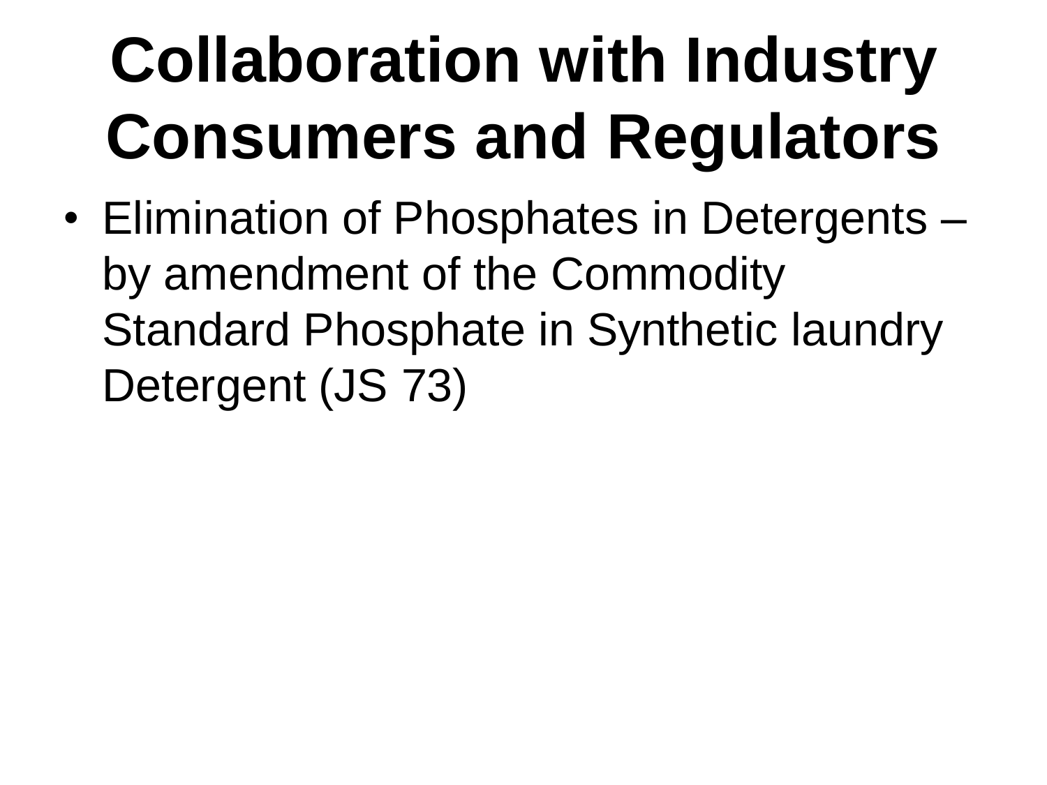# Collaboration with Industry Consumers and Regulators

- Elimination of Phosphates in Detergents – by amendment of the Commodity Standard Phosphate in Synthetic laundry Detergent (JS 73)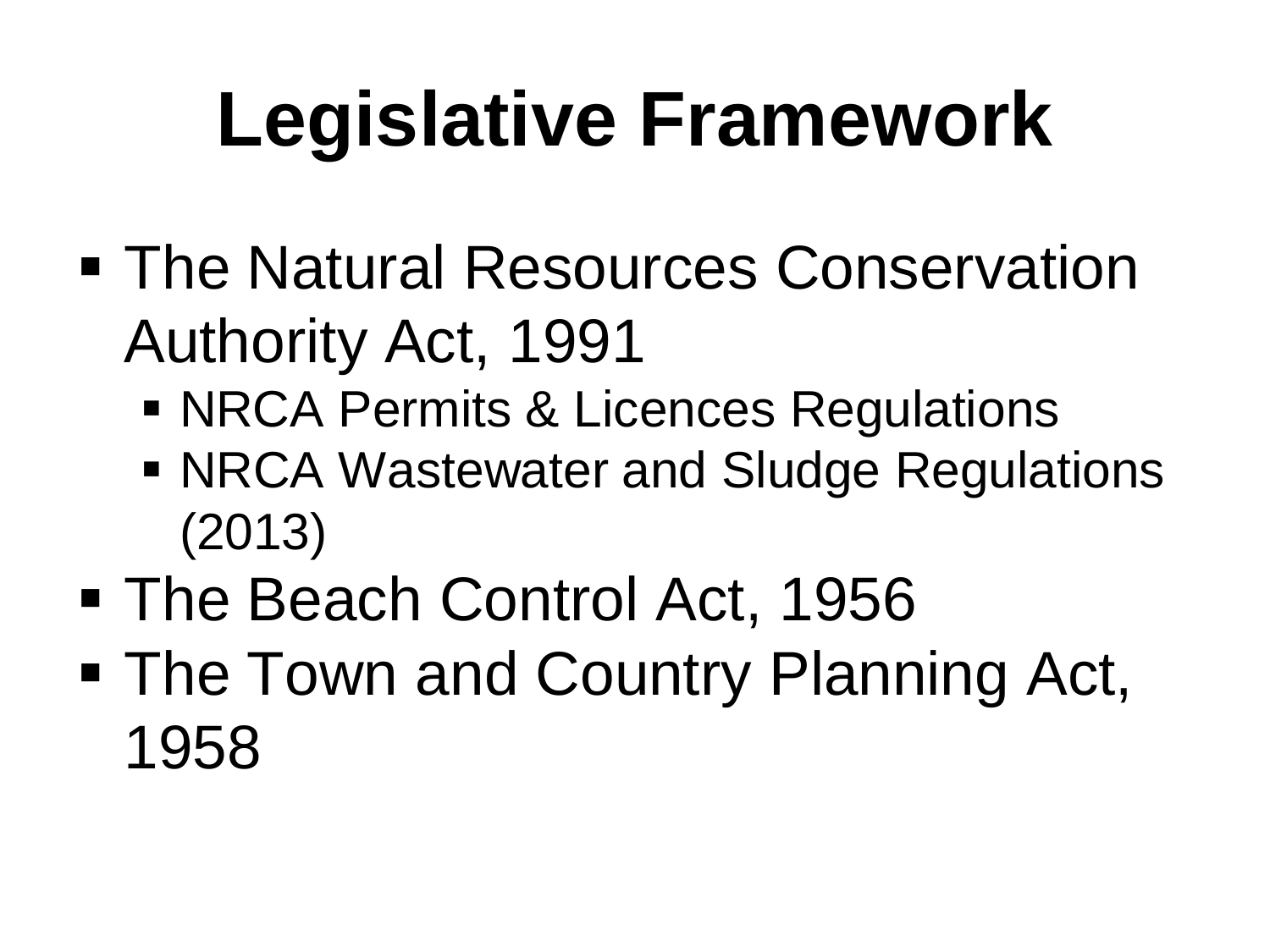# Legislative Framework

- The Natural Resources Conservation Authority Act, 1991
  - NRCA Permits & Licences Regulations
  - NRCA Wastewater and Sludge Regulations (2013)
- The Beach Control Act, 1956
- The Town and Country Planning Act, 1958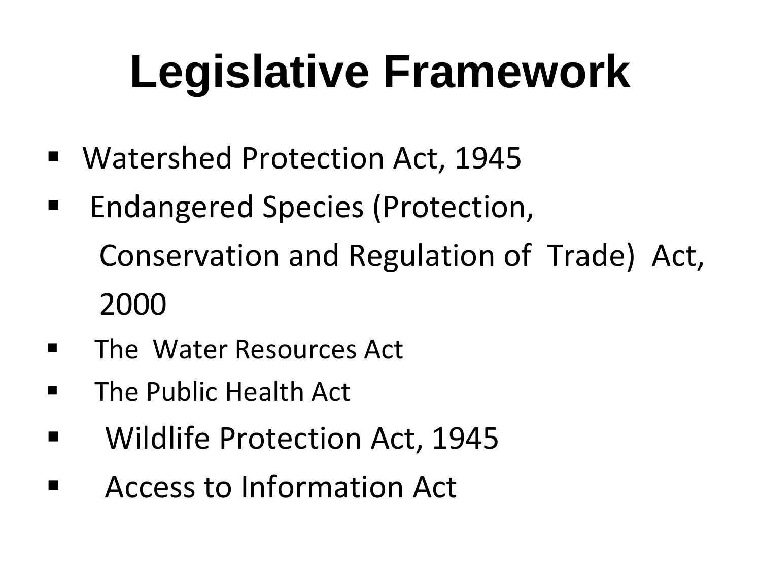# Legislative Framework

- Watershed Protection Act, 1945
- Endangered Species (Protection, Conservation and Regulation of Trade) Act, 2000
- The Water Resources Act
- The Public Health Act
- Wildlife Protection Act, 1945
- Access to Information Act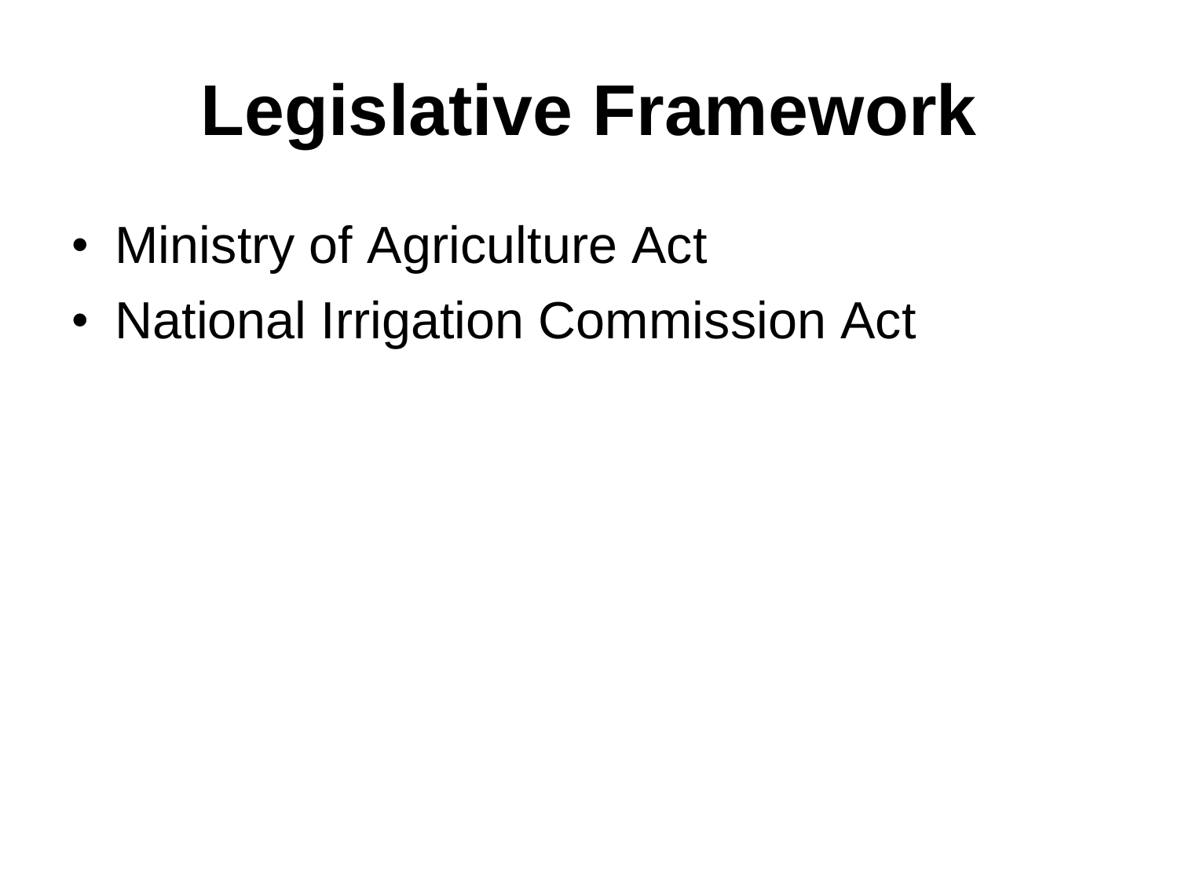# Legislative Framework

- Ministry of Agriculture Act
- National Irrigation Commission Act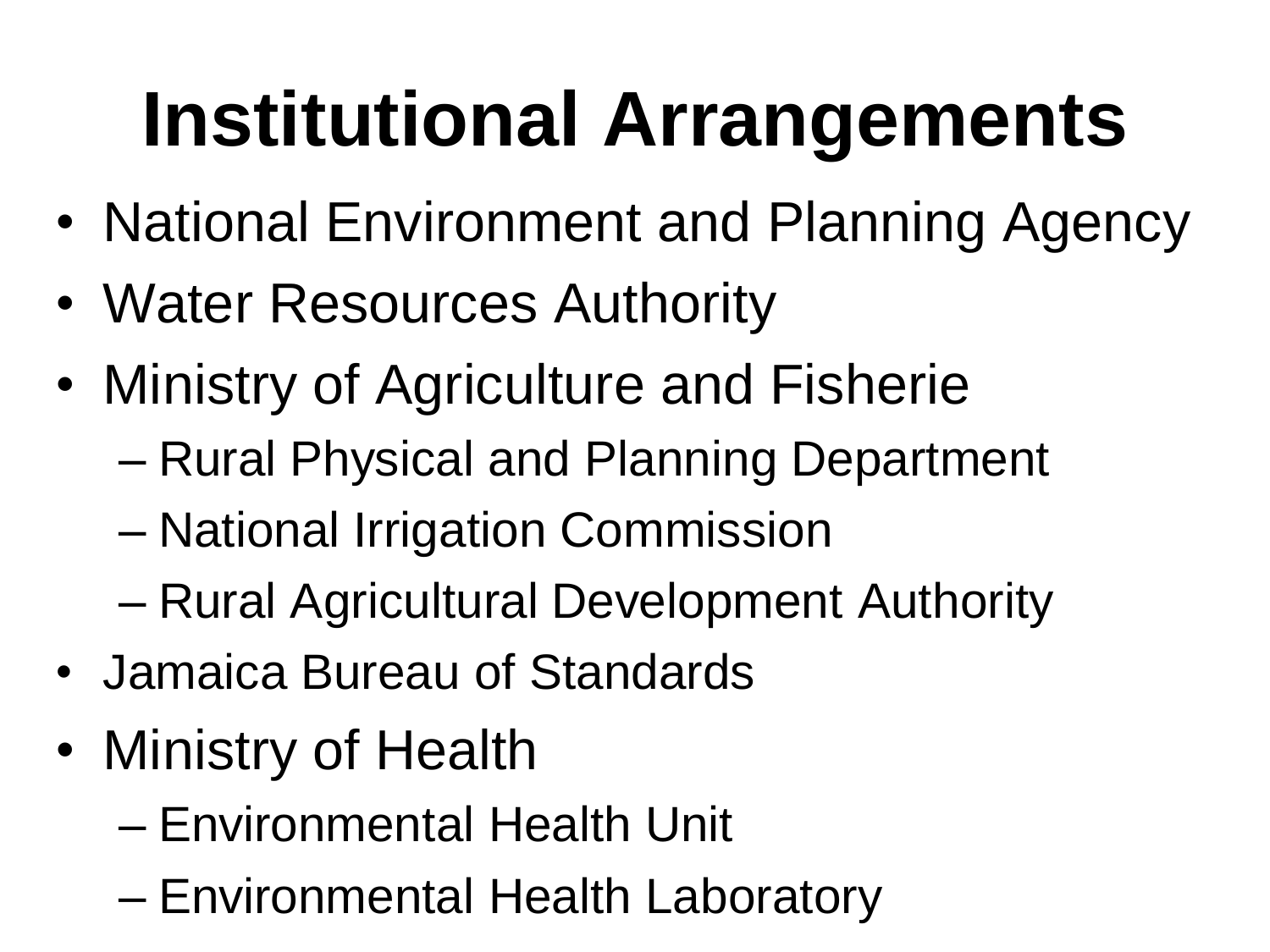# Institutional Arrangements

- National Environment and Planning Agency
- Water Resources Authority
- Ministry of Agriculture and Fisherie
  - Rural Physical and Planning Department
  - National Irrigation Commission
  - Rural Agricultural Development Authority
- Jamaica Bureau of Standards
- Ministry of Health
  - Environmental Health Unit
  - Environmental Health Laboratory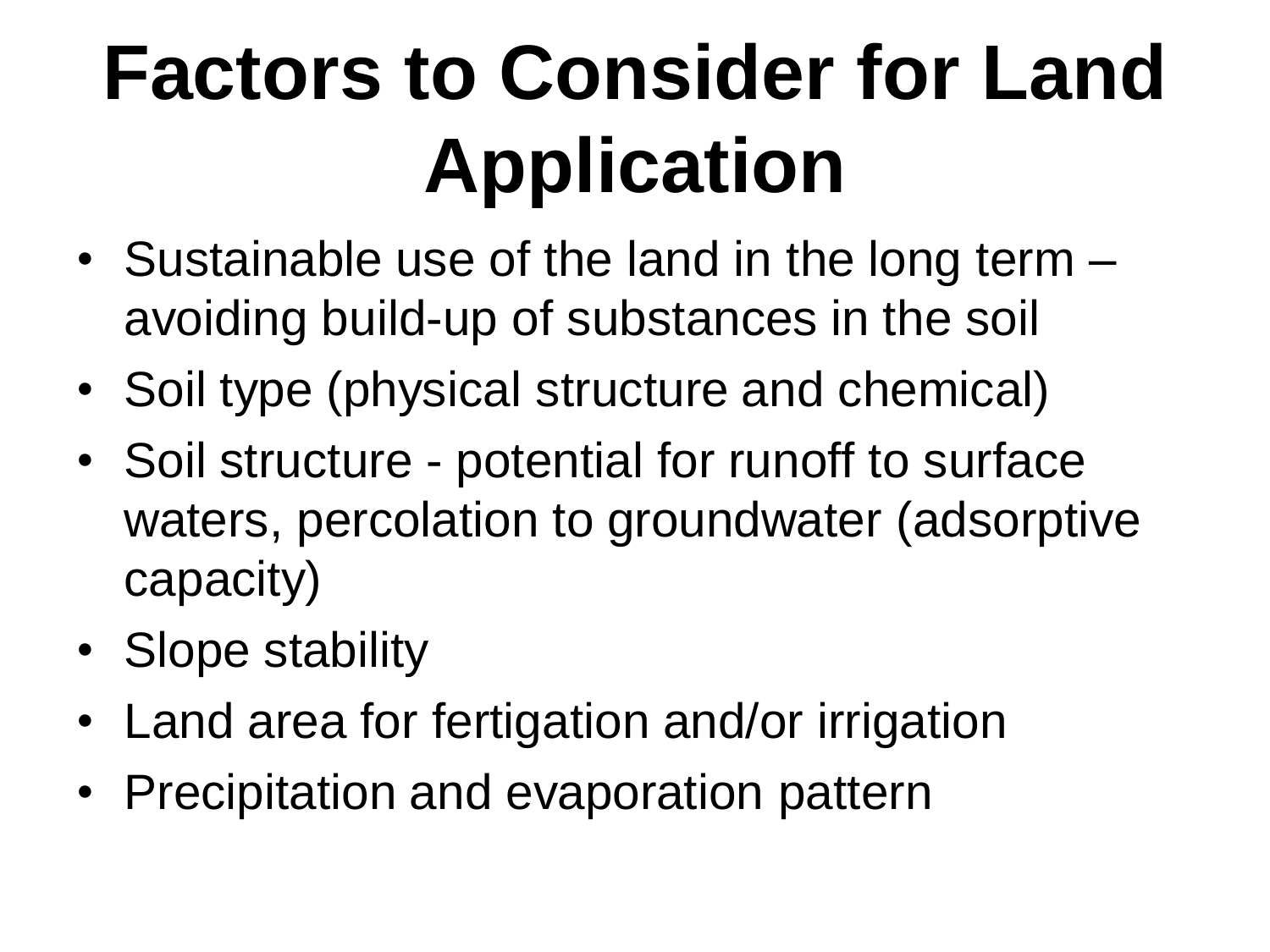# Factors to Consider for Land Application

- Sustainable use of the land in the long term – avoiding build-up of substances in the soil
- Soil type (physical structure and chemical)
- Soil structure - potential for runoff to surface waters, percolation to groundwater (adsorptive capacity)
- Slope stability
- Land area for fertigation and/or irrigation
- Precipitation and evaporation pattern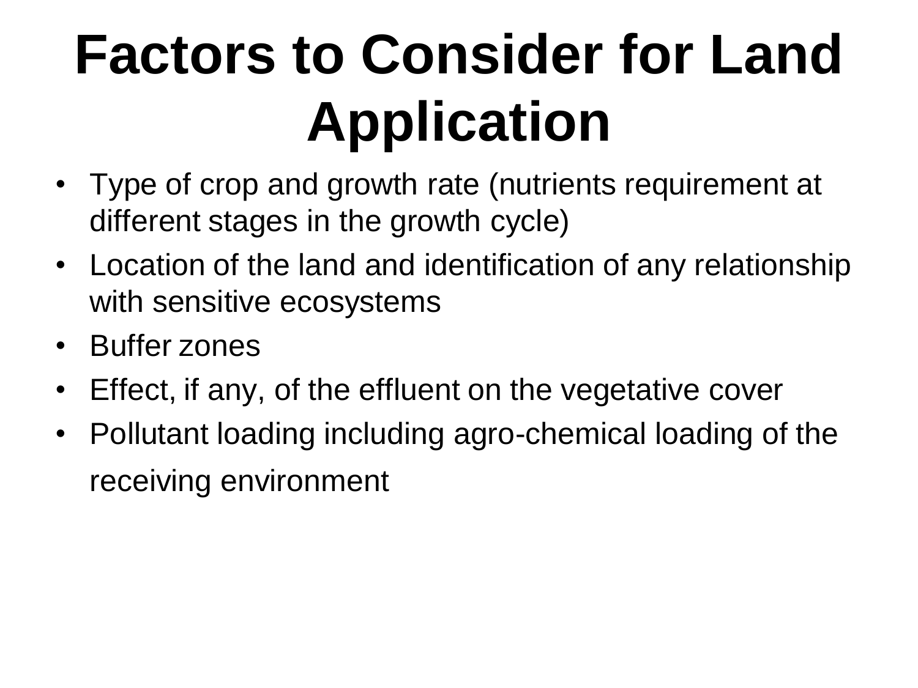# Factors to Consider for Land Application

- Type of crop and growth rate (nutrients requirement at different stages in the growth cycle)
- Location of the land and identification of any relationship with sensitive ecosystems
- Buffer zones
- Effect, if any, of the effluent on the vegetative cover
- Pollutant loading including agro-chemical loading of the receiving environment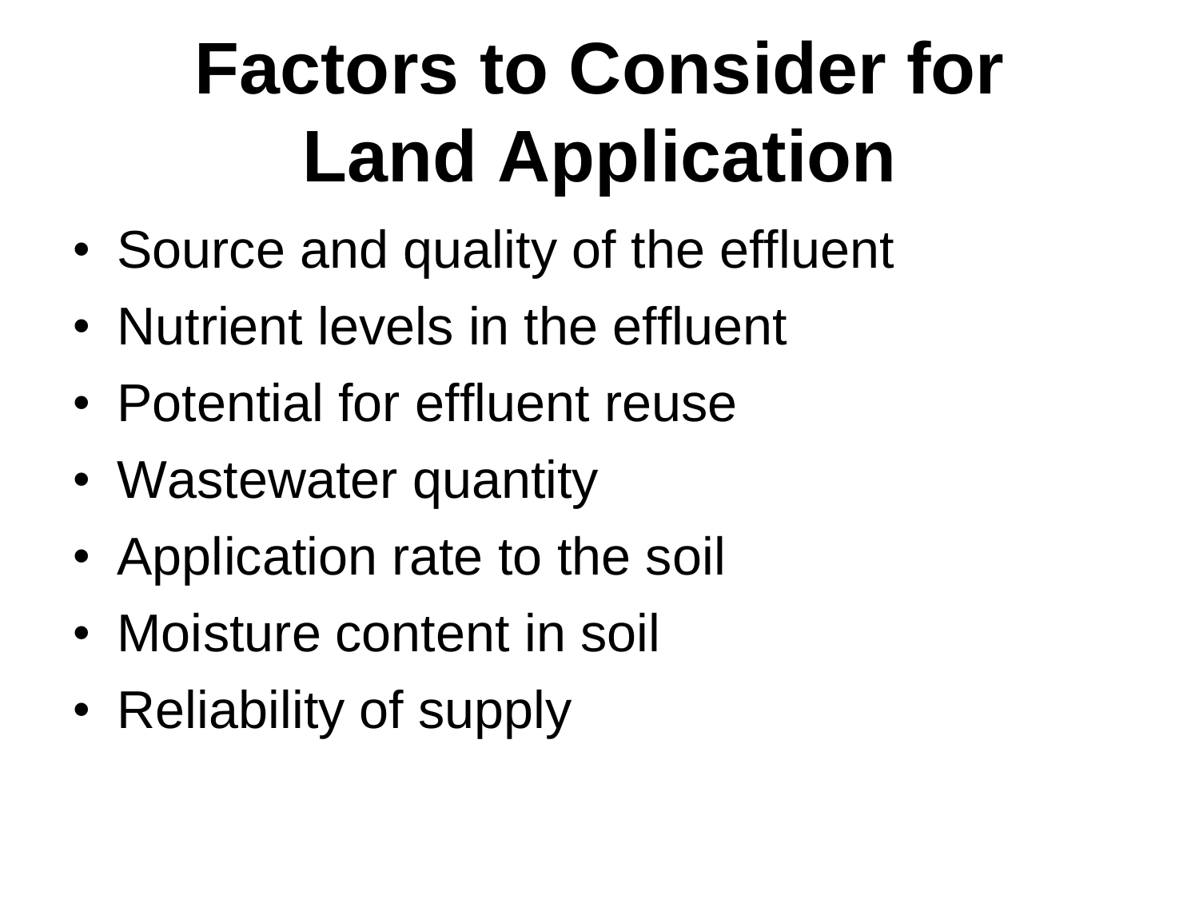# Factors to Consider for Land Application

- Source and quality of the effluent
- Nutrient levels in the effluent
- Potential for effluent reuse
- Wastewater quantity
- Application rate to the soil
- Moisture content in soil
- Reliability of supply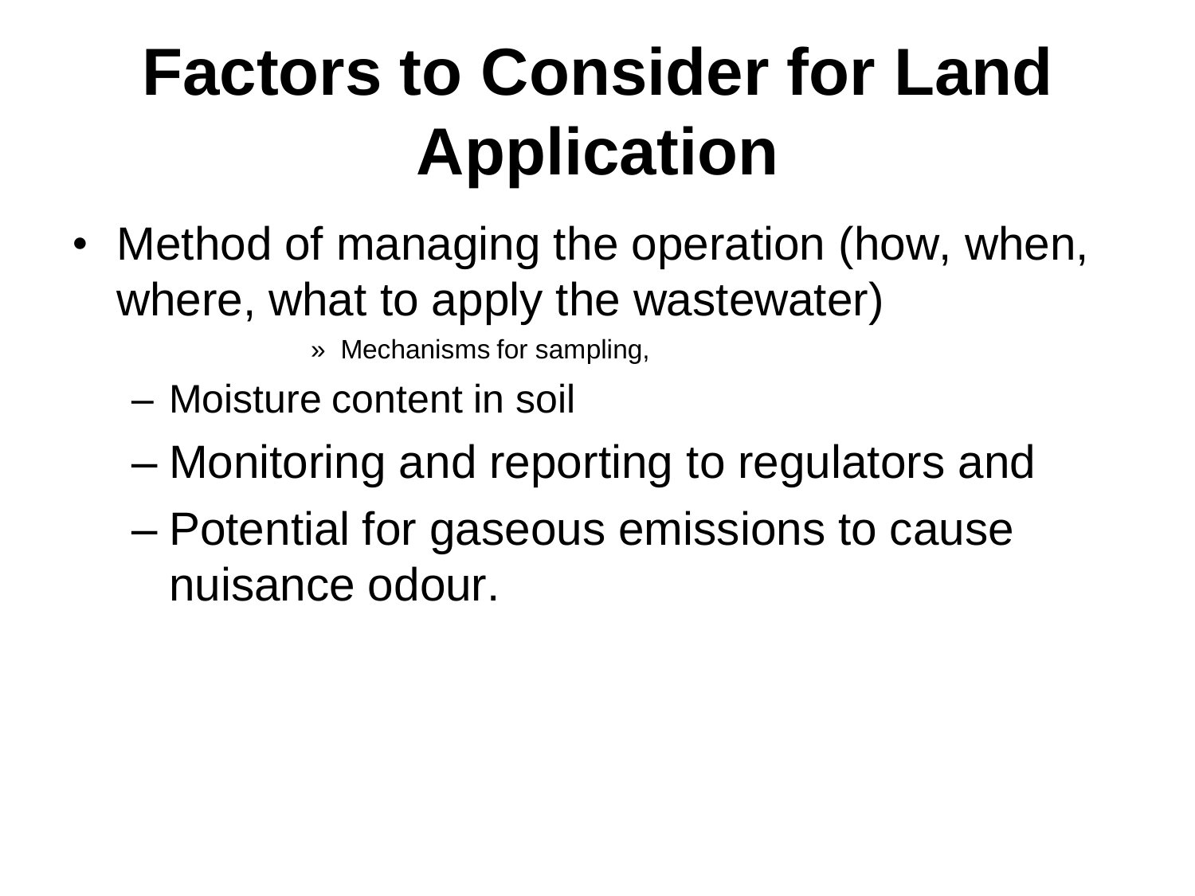# Factors to Consider for Land Application

- Method of managing the operation (how, when, where, what to apply the wastewater)
      - » Mechanisms for sampling,
  - Moisture content in soil
  - Monitoring and reporting to regulators and
  - Potential for gaseous emissions to cause nuisance odour.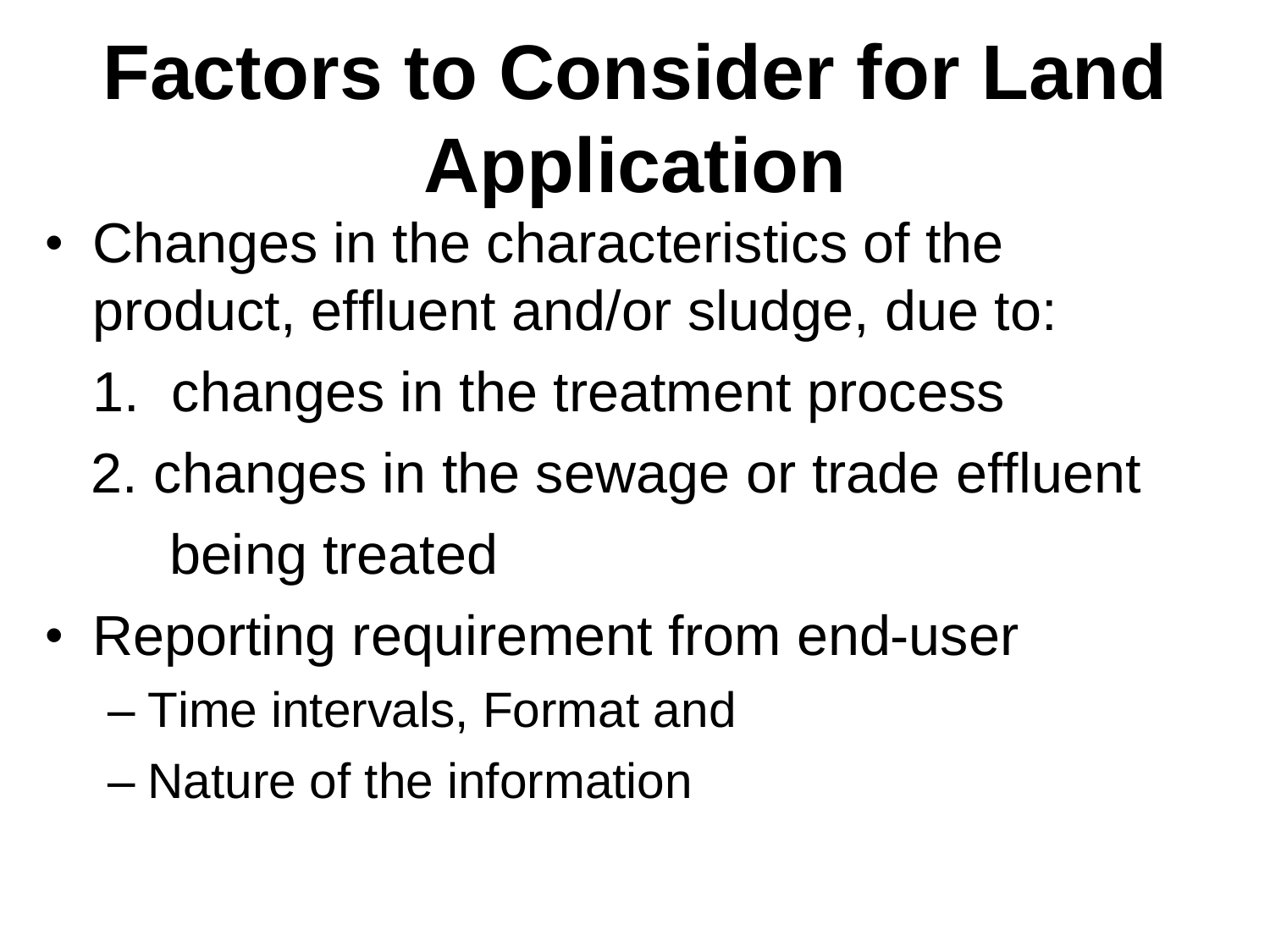# Factors to Consider for Land Application

- Changes in the characteristics of the product, effluent and/or sludge, due to:
  1. changes in the treatment process
  2. changes in the sewage or trade effluent being treated
- Reporting requirement from end-user
  - Time intervals, Format and
  - Nature of the information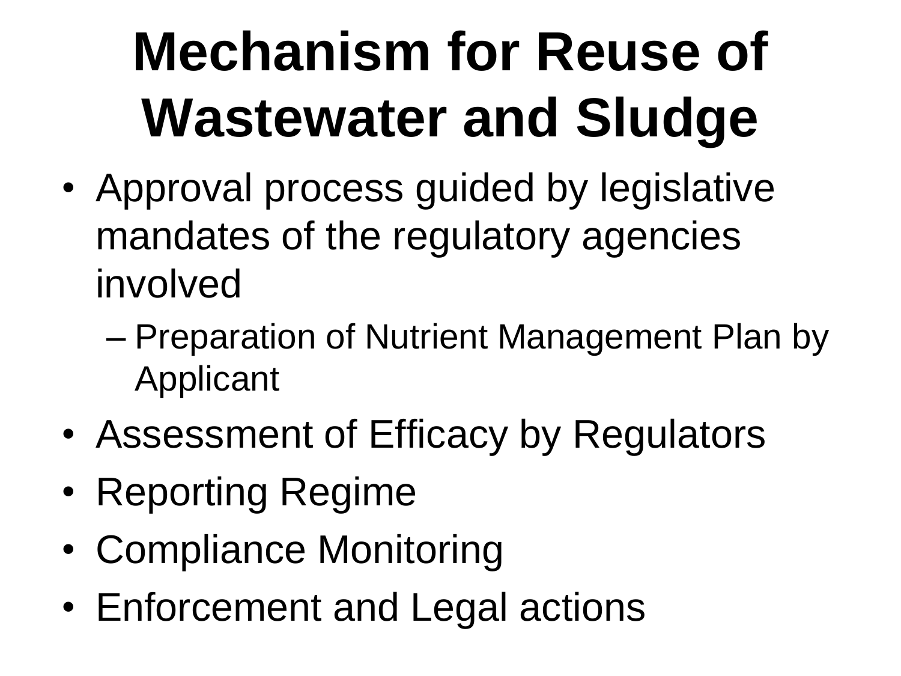# Mechanism for Reuse of Wastewater and Sludge

- Approval process guided by legislative mandates of the regulatory agencies involved
  - Preparation of Nutrient Management Plan by Applicant
- Assessment of Efficacy by Regulators
- Reporting Regime
- Compliance Monitoring
- Enforcement and Legal actions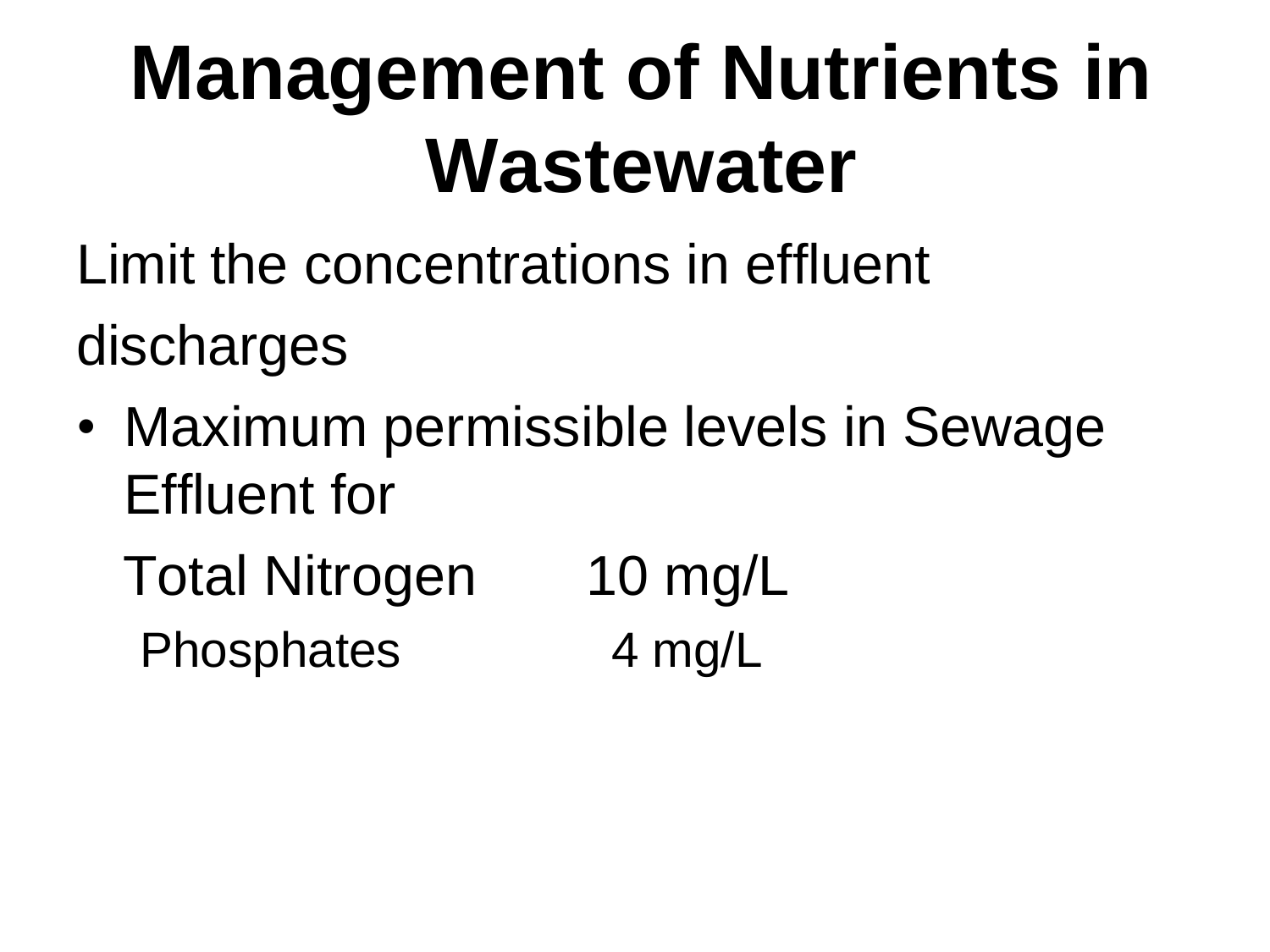# Management of Nutrients in Wastewater

Limit the concentrations in effluent discharges

- Maximum permissible levels in Sewage Effluent for

  Total Nitrogen 10 mg/L

  Phosphates 4 mg/L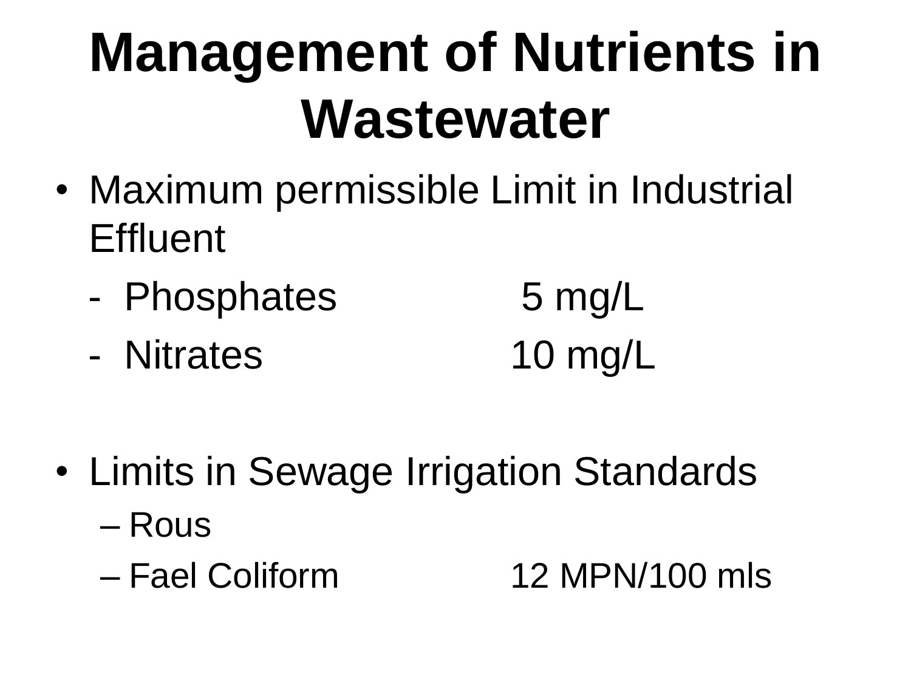# Management of Nutrients in Wastewater

- Maximum permissible Limit in Industrial Effluent
  - Phosphates 5 mg/L
  - Nitrates 10 mg/L

- Limits in Sewage Irrigation Standards
  - Rous
  - Fael Coliform 12 MPN/100 mls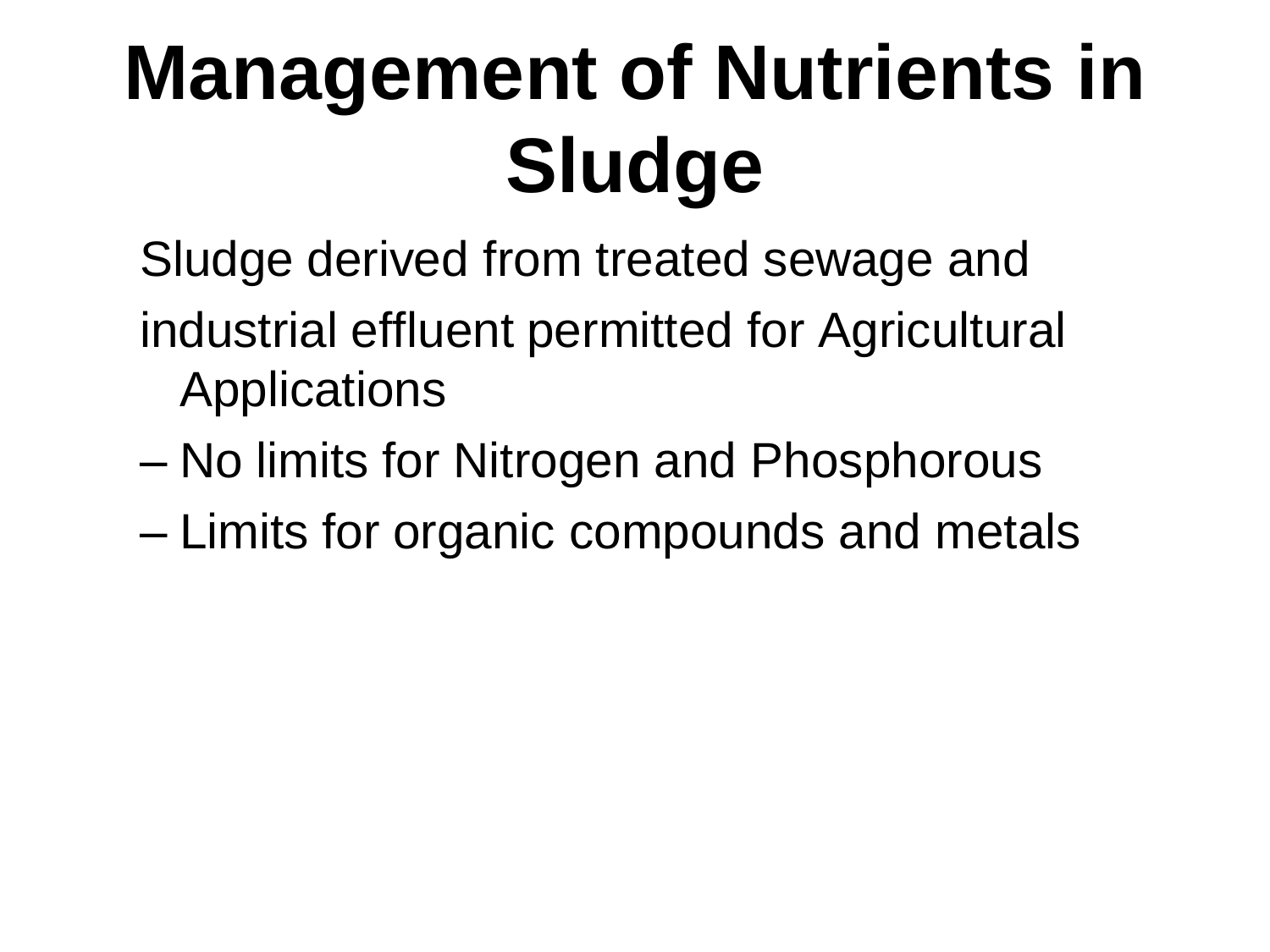# Management of Nutrients in Sludge

Sludge derived from treated sewage and industrial effluent permitted for Agricultural Applications

- No limits for Nitrogen and Phosphorous
- Limits for organic compounds and metals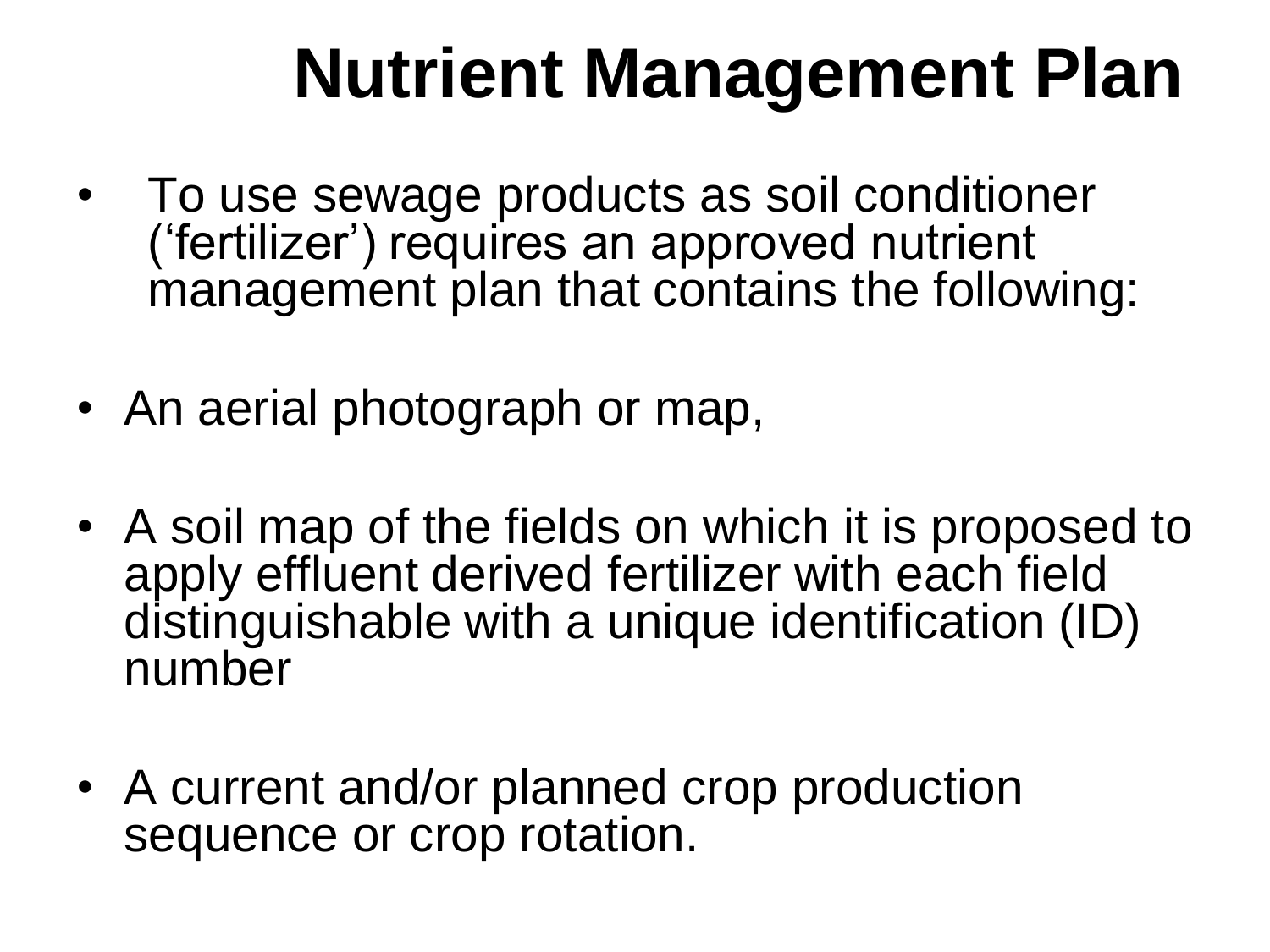# Nutrient Management Plan

- To use sewage products as soil conditioner ('fertilizer') requires an approved nutrient management plan that contains the following:

- An aerial photograph or map,

- A soil map of the fields on which it is proposed to apply effluent derived fertilizer with each field distinguishable with a unique identification (ID) number

- A current and/or planned crop production sequence or crop rotation.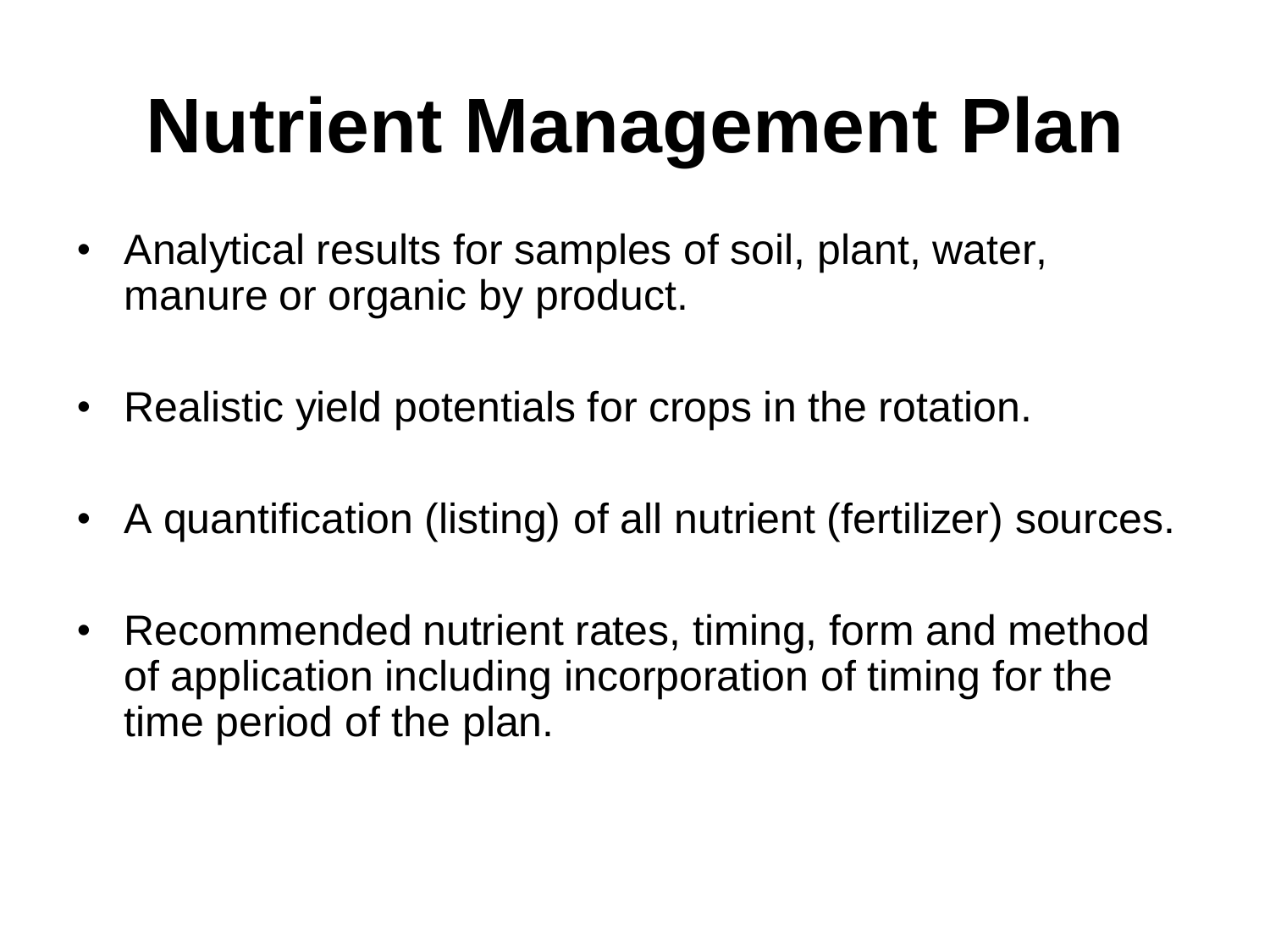# Nutrient Management Plan

- Analytical results for samples of soil, plant, water, manure or organic by product.
- Realistic yield potentials for crops in the rotation.
- A quantification (listing) of all nutrient (fertilizer) sources.
- Recommended nutrient rates, timing, form and method of application including incorporation of timing for the time period of the plan.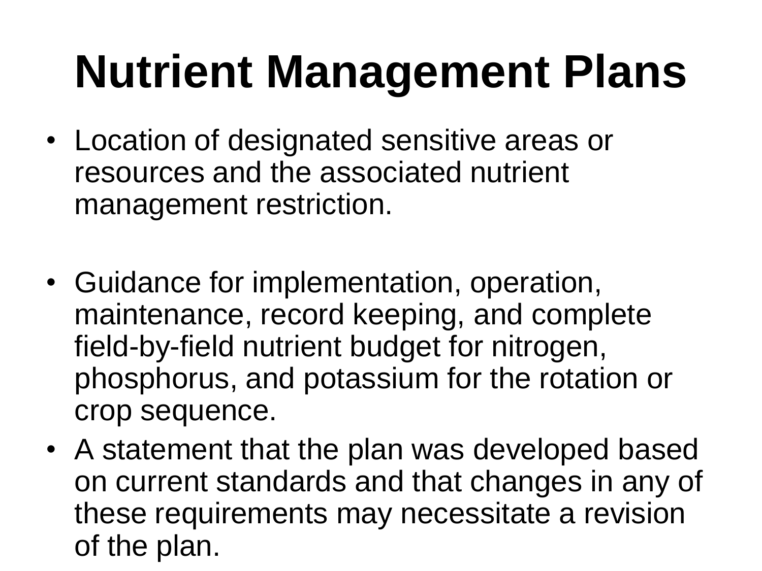# Nutrient Management Plans

- Location of designated sensitive areas or resources and the associated nutrient management restriction.

- Guidance for implementation, operation, maintenance, record keeping, and complete field-by-field nutrient budget for nitrogen, phosphorus, and potassium for the rotation or crop sequence.
- A statement that the plan was developed based on current standards and that changes in any of these requirements may necessitate a revision of the plan.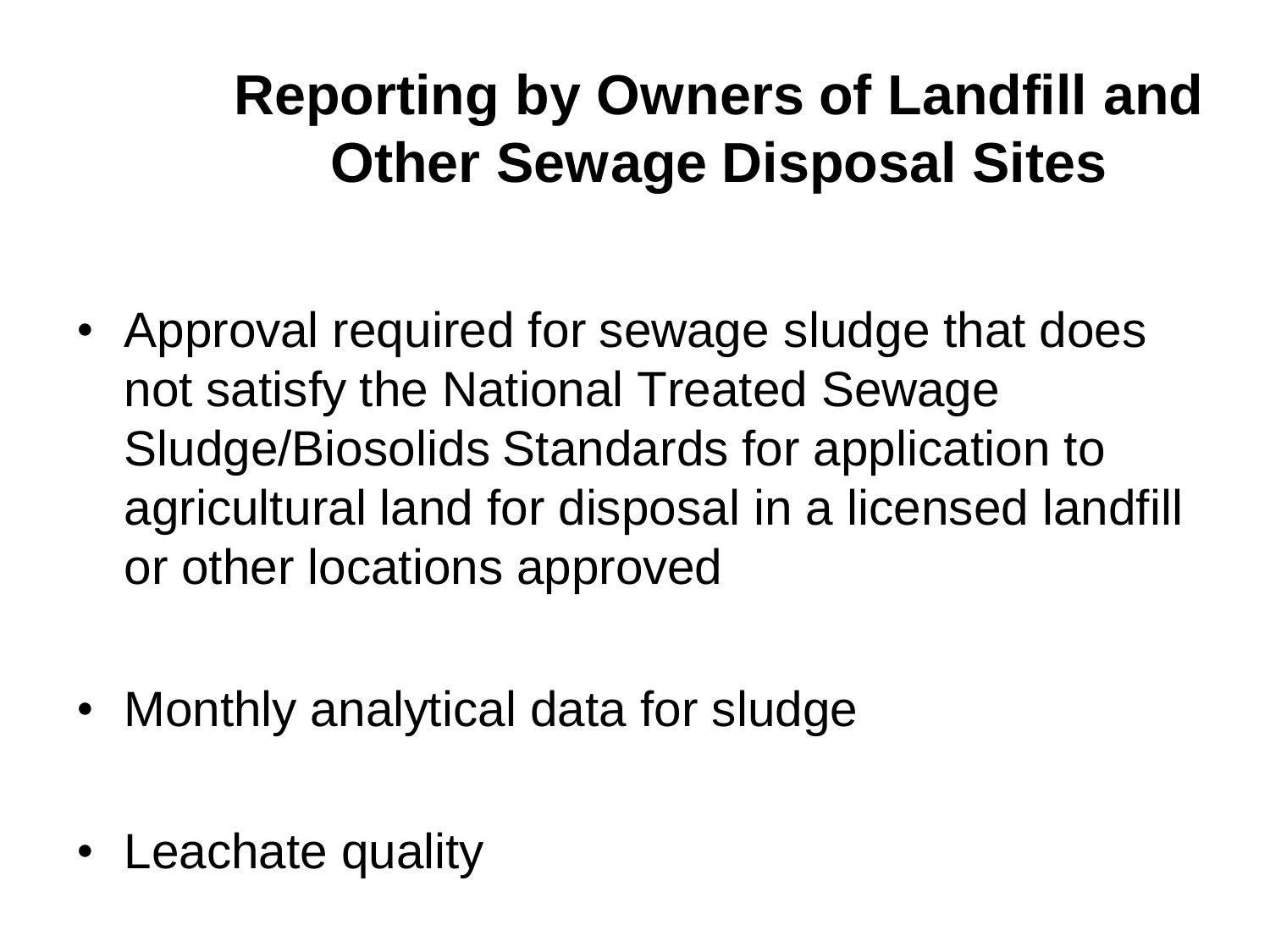# Reporting by Owners of Landfill and Other Sewage Disposal Sites

- Approval required for sewage sludge that does not satisfy the National Treated Sewage Sludge/Biosolids Standards for application to agricultural land for disposal in a licensed landfill or other locations approved

- Monthly analytical data for sludge

- Leachate quality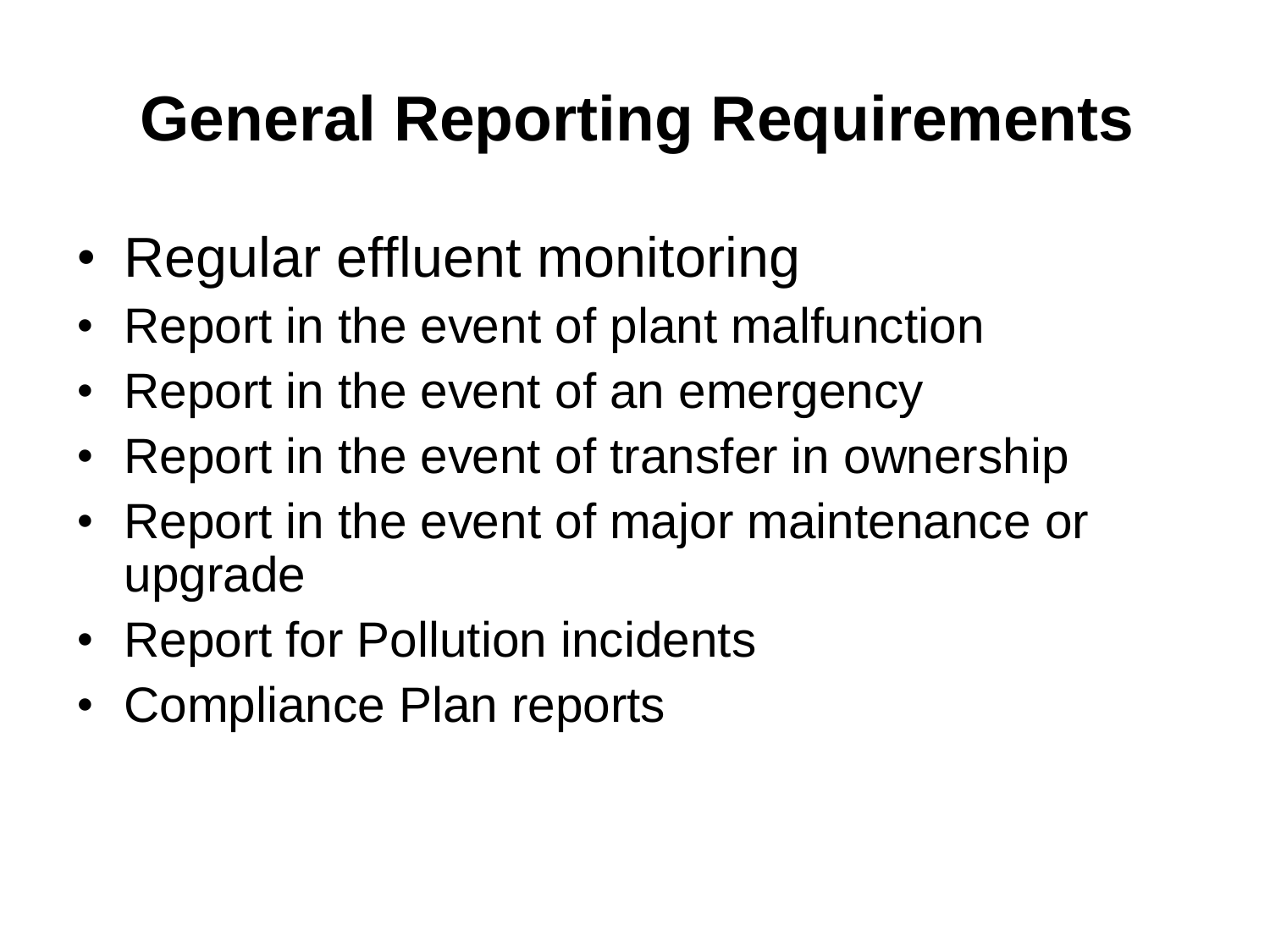# General Reporting Requirements

- Regular effluent monitoring
- Report in the event of plant malfunction
- Report in the event of an emergency
- Report in the event of transfer in ownership
- Report in the event of major maintenance or upgrade
- Report for Pollution incidents
- Compliance Plan reports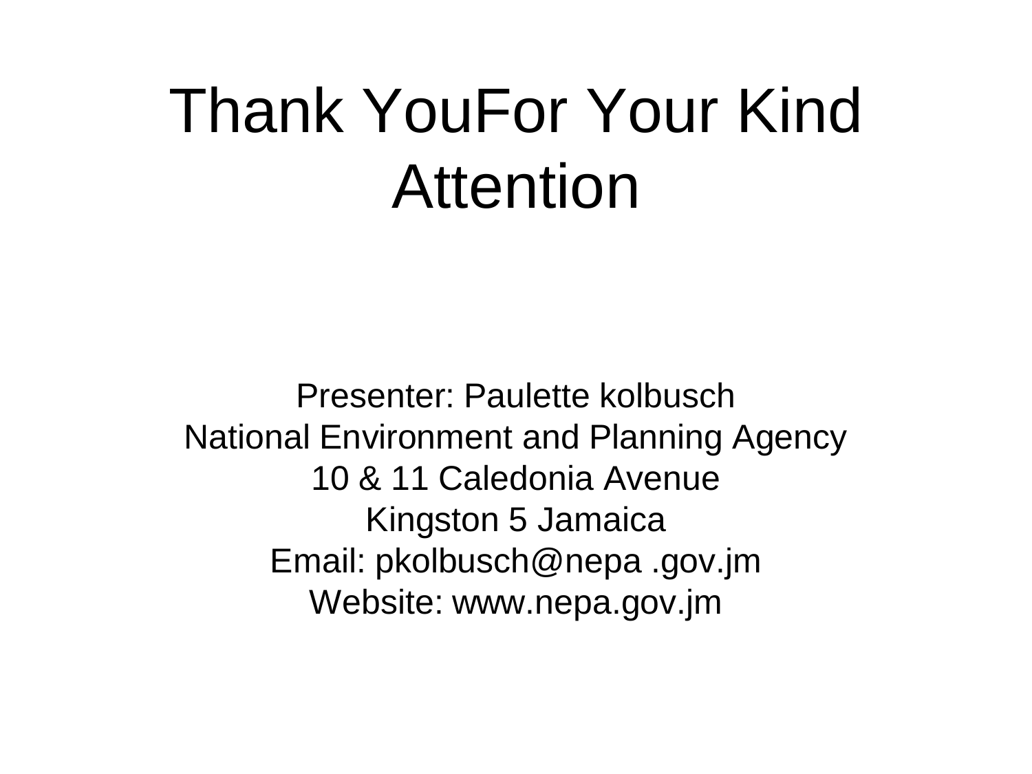# Thank YouFor Your Kind Attention

Presenter: Paulette kolbusch
National Environment and Planning Agency
10 & 11 Caledonia Avenue
Kingston 5 Jamaica
Email: pkolbusch@nepa .gov.jm
Website: www.nepa.gov.jm